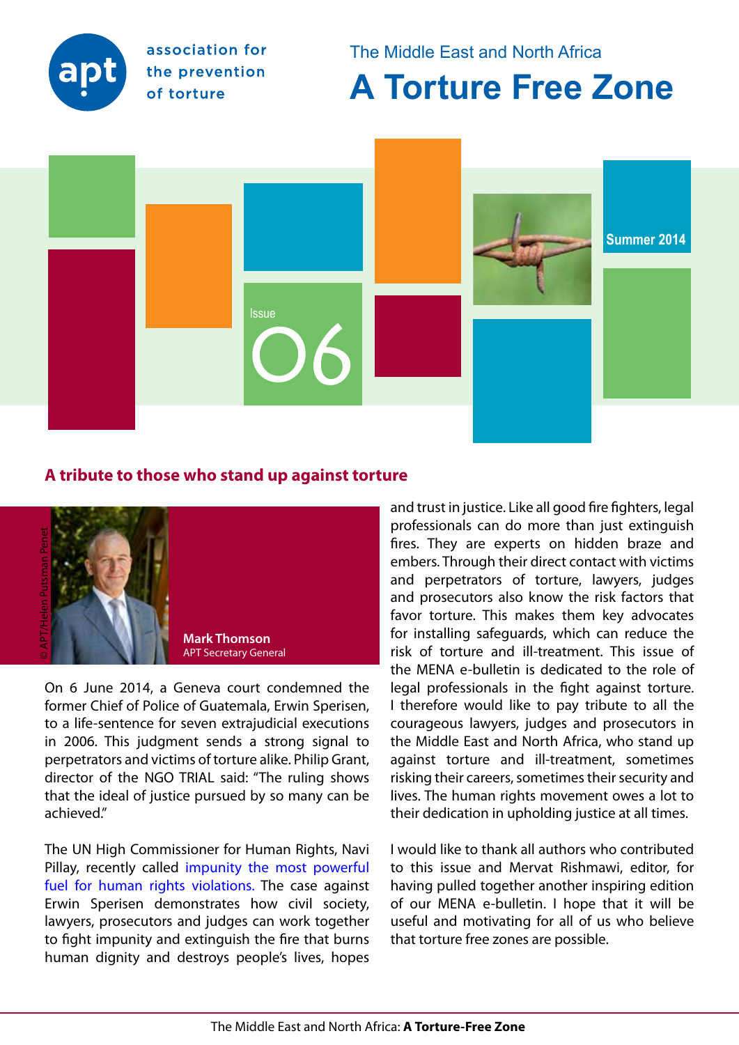association for the prevention of torture

The Middle East and North Africa

# A Torture Free Zone

Summer 2014

Issue 06

## A tribute to those who stand up against torture

© APT/Helen Putsman Penet

**Mark Thomson**
APT Secretary General

On 6 June 2014, a Geneva court condemned the former Chief of Police of Guatemala, Erwin Sperisen, to a life-sentence for seven extrajudicial executions in 2006. This judgment sends a strong signal to perpetrators and victims of torture alike. Philip Grant, director of the NGO TRIAL said: "The ruling shows that the ideal of justice pursued by so many can be achieved."

The UN High Commissioner for Human Rights, Navi Pillay, recently called impunity the most powerful fuel for human rights violations. The case against Erwin Sperisen demonstrates how civil society, lawyers, prosecutors and judges can work together to fight impunity and extinguish the fire that burns human dignity and destroys people's lives, hopes and trust in justice. Like all good fire fighters, legal professionals can do more than just extinguish fires. They are experts on hidden braze and embers. Through their direct contact with victims and perpetrators of torture, lawyers, judges and prosecutors also know the risk factors that favor torture. This makes them key advocates for installing safeguards, which can reduce the risk of torture and ill-treatment. This issue of the MENA e-bulletin is dedicated to the role of legal professionals in the fight against torture. I therefore would like to pay tribute to all the courageous lawyers, judges and prosecutors in the Middle East and North Africa, who stand up against torture and ill-treatment, sometimes risking their careers, sometimes their security and lives. The human rights movement owes a lot to their dedication in upholding justice at all times.

I would like to thank all authors who contributed to this issue and Mervat Rishmawi, editor, for having pulled together another inspiring edition of our MENA e-bulletin. I hope that it will be useful and motivating for all of us who believe that torture free zones are possible.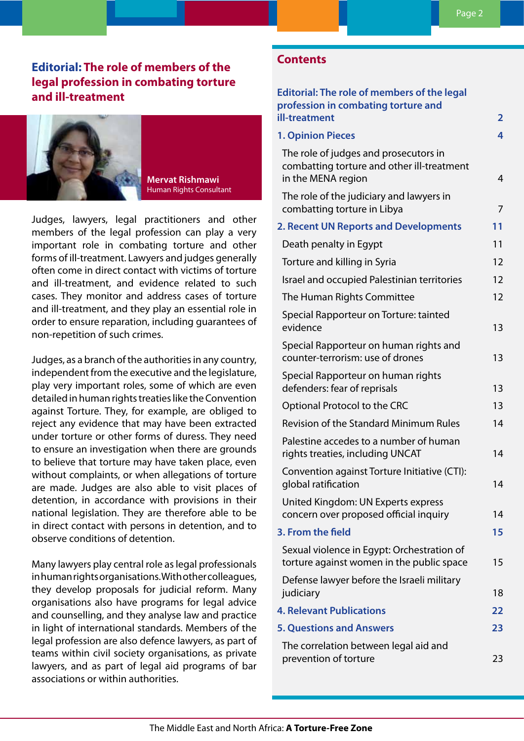# Editorial: The role of members of the legal profession in combating torture and ill-treatment

**Mervat Rishmawi**
Human Rights Consultant

Judges, lawyers, legal practitioners and other members of the legal profession can play a very important role in combating torture and other forms of ill-treatment. Lawyers and judges generally often come in direct contact with victims of torture and ill-treatment, and evidence related to such cases. They monitor and address cases of torture and ill-treatment, and they play an essential role in order to ensure reparation, including guarantees of non-repetition of such crimes.

Judges, as a branch of the authorities in any country, independent from the executive and the legislature, play very important roles, some of which are even detailed in human rights treaties like the Convention against Torture. They, for example, are obliged to reject any evidence that may have been extracted under torture or other forms of duress. They need to ensure an investigation when there are grounds to believe that torture may have taken place, even without complaints, or when allegations of torture are made. Judges are also able to visit places of detention, in accordance with provisions in their national legislation. They are therefore able to be in direct contact with persons in detention, and to observe conditions of detention.

Many lawyers play central role as legal professionals in human rights organisations. With other colleagues, they develop proposals for judicial reform. Many organisations also have programs for legal advice and counselling, and they analyse law and practice in light of international standards. Members of the legal profession are also defence lawyers, as part of teams within civil society organisations, as private lawyers, and as part of legal aid programs of bar associations or within authorities.

## Contents

| | |
|---|---|
| **Editorial: The role of members of the legal profession in combating torture and ill-treatment** | **2** |
| **1. Opinion Pieces** | **4** |
| The role of judges and prosecutors in combatting torture and other ill-treatment in the MENA region | 4 |
| The role of the judiciary and lawyers in combatting torture in Libya | 7 |
| **2. Recent UN Reports and Developments** | **11** |
| Death penalty in Egypt | 11 |
| Torture and killing in Syria | 12 |
| Israel and occupied Palestinian territories | 12 |
| The Human Rights Committee | 12 |
| Special Rapporteur on Torture: tainted evidence | 13 |
| Special Rapporteur on human rights and counter-terrorism: use of drones | 13 |
| Special Rapporteur on human rights defenders: fear of reprisals | 13 |
| Optional Protocol to the CRC | 13 |
| Revision of the Standard Minimum Rules | 14 |
| Palestine accedes to a number of human rights treaties, including UNCAT | 14 |
| Convention against Torture Initiative (CTI): global ratification | 14 |
| United Kingdom: UN Experts express concern over proposed official inquiry | 14 |
| **3. From the field** | **15** |
| Sexual violence in Egypt: Orchestration of torture against women in the public space | 15 |
| Defense lawyer before the Israeli military judiciary | 18 |
| **4. Relevant Publications** | **22** |
| **5. Questions and Answers** | **23** |
| The correlation between legal aid and prevention of torture | 23 |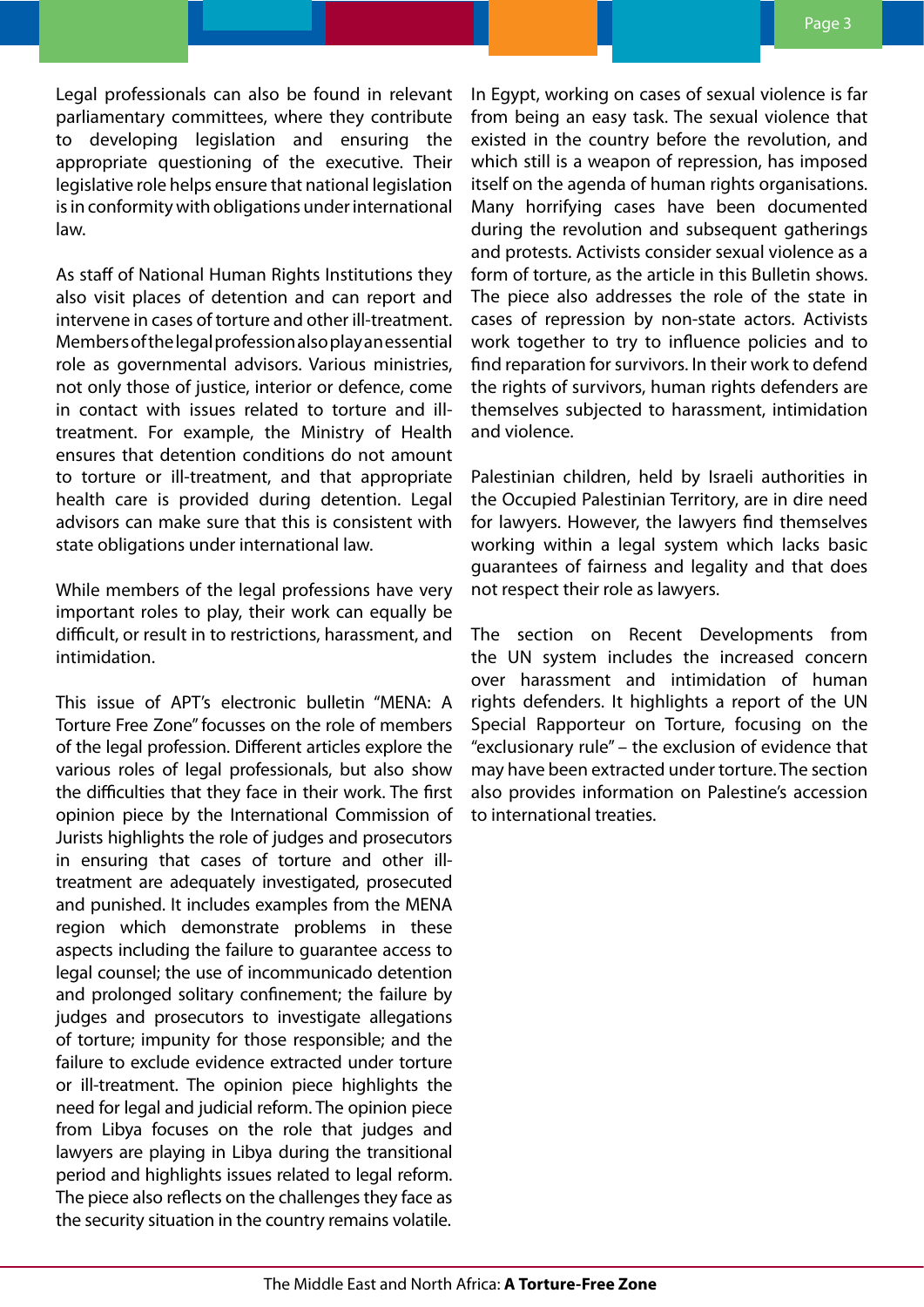Legal professionals can also be found in relevant parliamentary committees, where they contribute to developing legislation and ensuring the appropriate questioning of the executive. Their legislative role helps ensure that national legislation is in conformity with obligations under international law.

As staff of National Human Rights Institutions they also visit places of detention and can report and intervene in cases of torture and other ill-treatment. Members of the legal profession also play an essential role as governmental advisors. Various ministries, not only those of justice, interior or defence, come in contact with issues related to torture and ill-treatment. For example, the Ministry of Health ensures that detention conditions do not amount to torture or ill-treatment, and that appropriate health care is provided during detention. Legal advisors can make sure that this is consistent with state obligations under international law.

While members of the legal professions have very important roles to play, their work can equally be difficult, or result in to restrictions, harassment, and intimidation.

This issue of APT's electronic bulletin "MENA: A Torture Free Zone" focusses on the role of members of the legal profession. Different articles explore the various roles of legal professionals, but also show the difficulties that they face in their work. The first opinion piece by the International Commission of Jurists highlights the role of judges and prosecutors in ensuring that cases of torture and other ill-treatment are adequately investigated, prosecuted and punished. It includes examples from the MENA region which demonstrate problems in these aspects including the failure to guarantee access to legal counsel; the use of incommunicado detention and prolonged solitary confinement; the failure by judges and prosecutors to investigate allegations of torture; impunity for those responsible; and the failure to exclude evidence extracted under torture or ill-treatment. The opinion piece highlights the need for legal and judicial reform. The opinion piece from Libya focuses on the role that judges and lawyers are playing in Libya during the transitional period and highlights issues related to legal reform. The piece also reflects on the challenges they face as the security situation in the country remains volatile.

In Egypt, working on cases of sexual violence is far from being an easy task. The sexual violence that existed in the country before the revolution, and which still is a weapon of repression, has imposed itself on the agenda of human rights organisations. Many horrifying cases have been documented during the revolution and subsequent gatherings and protests. Activists consider sexual violence as a form of torture, as the article in this Bulletin shows. The piece also addresses the role of the state in cases of repression by non-state actors. Activists work together to try to influence policies and to find reparation for survivors. In their work to defend the rights of survivors, human rights defenders are themselves subjected to harassment, intimidation and violence.

Palestinian children, held by Israeli authorities in the Occupied Palestinian Territory, are in dire need for lawyers. However, the lawyers find themselves working within a legal system which lacks basic guarantees of fairness and legality and that does not respect their role as lawyers.

The section on Recent Developments from the UN system includes the increased concern over harassment and intimidation of human rights defenders. It highlights a report of the UN Special Rapporteur on Torture, focusing on the "exclusionary rule" – the exclusion of evidence that may have been extracted under torture. The section also provides information on Palestine's accession to international treaties.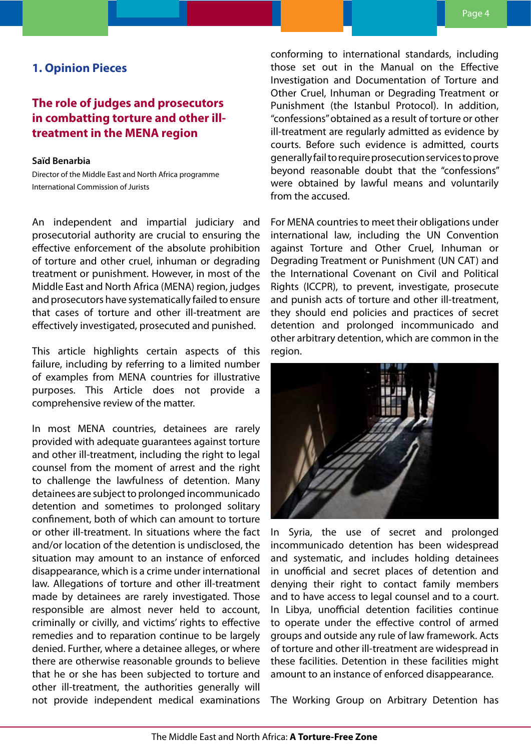## 1. Opinion Pieces

### The role of judges and prosecutors in combatting torture and other ill-treatment in the MENA region

**Saïd Benarbia**

Director of the Middle East and North Africa programme
International Commission of Jurists

An independent and impartial judiciary and prosecutorial authority are crucial to ensuring the effective enforcement of the absolute prohibition of torture and other cruel, inhuman or degrading treatment or punishment. However, in most of the Middle East and North Africa (MENA) region, judges and prosecutors have systematically failed to ensure that cases of torture and other ill-treatment are effectively investigated, prosecuted and punished.

This article highlights certain aspects of this failure, including by referring to a limited number of examples from MENA countries for illustrative purposes. This Article does not provide a comprehensive review of the matter.

In most MENA countries, detainees are rarely provided with adequate guarantees against torture and other ill-treatment, including the right to legal counsel from the moment of arrest and the right to challenge the lawfulness of detention. Many detainees are subject to prolonged incommunicado detention and sometimes to prolonged solitary confinement, both of which can amount to torture or other ill-treatment. In situations where the fact and/or location of the detention is undisclosed, the situation may amount to an instance of enforced disappearance, which is a crime under international law. Allegations of torture and other ill-treatment made by detainees are rarely investigated. Those responsible are almost never held to account, criminally or civilly, and victims' rights to effective remedies and to reparation continue to be largely denied. Further, where a detainee alleges, or where there are otherwise reasonable grounds to believe that he or she has been subjected to torture and other ill-treatment, the authorities generally will not provide independent medical examinations conforming to international standards, including those set out in the Manual on the Effective Investigation and Documentation of Torture and Other Cruel, Inhuman or Degrading Treatment or Punishment (the Istanbul Protocol). In addition, "confessions" obtained as a result of torture or other ill-treatment are regularly admitted as evidence by courts. Before such evidence is admitted, courts generally fail to require prosecution services to prove beyond reasonable doubt that the "confessions" were obtained by lawful means and voluntarily from the accused.

For MENA countries to meet their obligations under international law, including the UN Convention against Torture and Other Cruel, Inhuman or Degrading Treatment or Punishment (UN CAT) and the International Covenant on Civil and Political Rights (ICCPR), to prevent, investigate, prosecute and punish acts of torture and other ill-treatment, they should end policies and practices of secret detention and prolonged incommunicado and other arbitrary detention, which are common in the region.

In Syria, the use of secret and prolonged incommunicado detention has been widespread and systematic, and includes holding detainees in unofficial and secret places of detention and denying their right to contact family members and to have access to legal counsel and to a court. In Libya, unofficial detention facilities continue to operate under the effective control of armed groups and outside any rule of law framework. Acts of torture and other ill-treatment are widespread in these facilities. Detention in these facilities might amount to an instance of enforced disappearance.

The Working Group on Arbitrary Detention has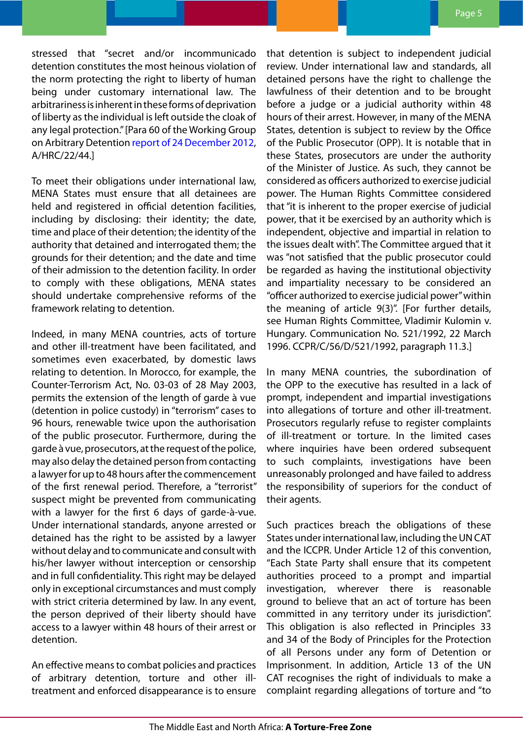stressed that "secret and/or incommunicado detention constitutes the most heinous violation of the norm protecting the right to liberty of human being under customary international law. The arbitrariness is inherent in these forms of deprivation of liberty as the individual is left outside the cloak of any legal protection." [Para 60 of the Working Group on Arbitrary Detention report of 24 December 2012, A/HRC/22/44.]

To meet their obligations under international law, MENA States must ensure that all detainees are held and registered in official detention facilities, including by disclosing: their identity; the date, time and place of their detention; the identity of the authority that detained and interrogated them; the grounds for their detention; and the date and time of their admission to the detention facility. In order to comply with these obligations, MENA states should undertake comprehensive reforms of the framework relating to detention.

Indeed, in many MENA countries, acts of torture and other ill-treatment have been facilitated, and sometimes even exacerbated, by domestic laws relating to detention. In Morocco, for example, the Counter-Terrorism Act, No. 03-03 of 28 May 2003, permits the extension of the length of garde à vue (detention in police custody) in "terrorism" cases to 96 hours, renewable twice upon the authorisation of the public prosecutor. Furthermore, during the garde à vue, prosecutors, at the request of the police, may also delay the detained person from contacting a lawyer for up to 48 hours after the commencement of the first renewal period. Therefore, a "terrorist" suspect might be prevented from communicating with a lawyer for the first 6 days of garde-à-vue. Under international standards, anyone arrested or detained has the right to be assisted by a lawyer without delay and to communicate and consult with his/her lawyer without interception or censorship and in full confidentiality. This right may be delayed only in exceptional circumstances and must comply with strict criteria determined by law. In any event, the person deprived of their liberty should have access to a lawyer within 48 hours of their arrest or detention.

An effective means to combat policies and practices of arbitrary detention, torture and other ill-treatment and enforced disappearance is to ensure that detention is subject to independent judicial review. Under international law and standards, all detained persons have the right to challenge the lawfulness of their detention and to be brought before a judge or a judicial authority within 48 hours of their arrest. However, in many of the MENA States, detention is subject to review by the Office of the Public Prosecutor (OPP). It is notable that in these States, prosecutors are under the authority of the Minister of Justice. As such, they cannot be considered as officers authorized to exercise judicial power. The Human Rights Committee considered that "it is inherent to the proper exercise of judicial power, that it be exercised by an authority which is independent, objective and impartial in relation to the issues dealt with". The Committee argued that it was "not satisfied that the public prosecutor could be regarded as having the institutional objectivity and impartiality necessary to be considered an "officer authorized to exercise judicial power" within the meaning of article 9(3)". [For further details, see Human Rights Committee, Vladimir Kulomin v. Hungary. Communication No. 521/1992, 22 March 1996. CCPR/C/56/D/521/1992, paragraph 11.3.]

In many MENA countries, the subordination of the OPP to the executive has resulted in a lack of prompt, independent and impartial investigations into allegations of torture and other ill-treatment. Prosecutors regularly refuse to register complaints of ill-treatment or torture. In the limited cases where inquiries have been ordered subsequent to such complaints, investigations have been unreasonably prolonged and have failed to address the responsibility of superiors for the conduct of their agents.

Such practices breach the obligations of these States under international law, including the UN CAT and the ICCPR. Under Article 12 of this convention, "Each State Party shall ensure that its competent authorities proceed to a prompt and impartial investigation, wherever there is reasonable ground to believe that an act of torture has been committed in any territory under its jurisdiction". This obligation is also reflected in Principles 33 and 34 of the Body of Principles for the Protection of all Persons under any form of Detention or Imprisonment. In addition, Article 13 of the UN CAT recognises the right of individuals to make a complaint regarding allegations of torture and "to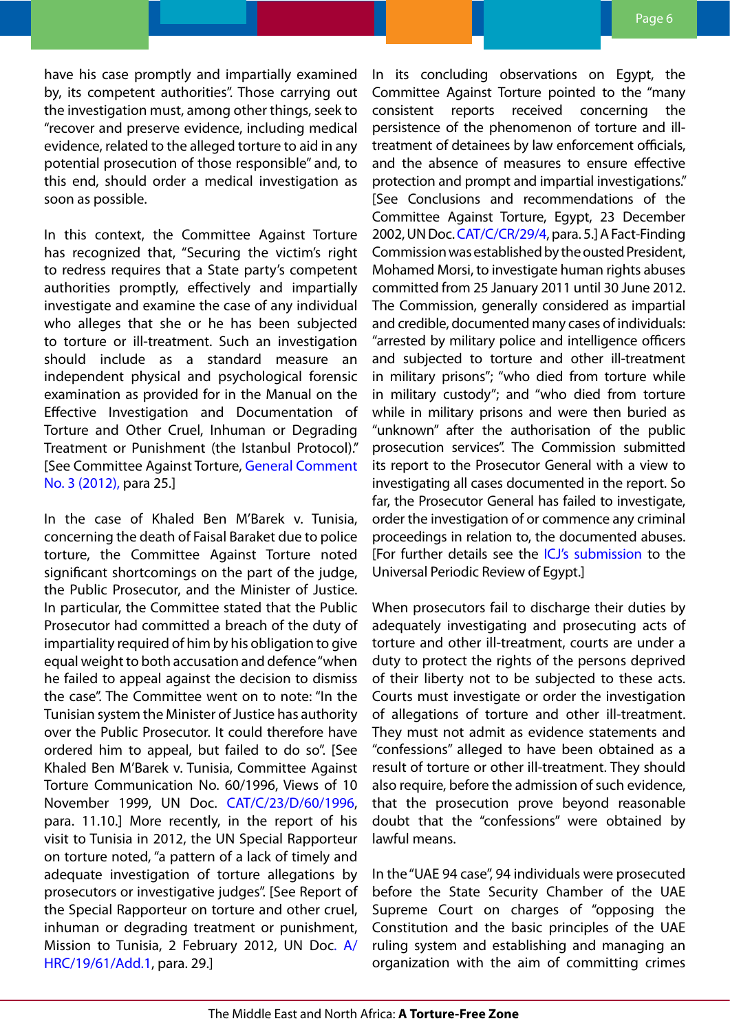have his case promptly and impartially examined by, its competent authorities". Those carrying out the investigation must, among other things, seek to "recover and preserve evidence, including medical evidence, related to the alleged torture to aid in any potential prosecution of those responsible" and, to this end, should order a medical investigation as soon as possible.

In this context, the Committee Against Torture has recognized that, "Securing the victim's right to redress requires that a State party's competent authorities promptly, effectively and impartially investigate and examine the case of any individual who alleges that she or he has been subjected to torture or ill-treatment. Such an investigation should include as a standard measure an independent physical and psychological forensic examination as provided for in the Manual on the Effective Investigation and Documentation of Torture and Other Cruel, Inhuman or Degrading Treatment or Punishment (the Istanbul Protocol)." [See Committee Against Torture, General Comment No. 3 (2012), para 25.]

In the case of Khaled Ben M'Barek v. Tunisia, concerning the death of Faisal Baraket due to police torture, the Committee Against Torture noted significant shortcomings on the part of the judge, the Public Prosecutor, and the Minister of Justice. In particular, the Committee stated that the Public Prosecutor had committed a breach of the duty of impartiality required of him by his obligation to give equal weight to both accusation and defence "when he failed to appeal against the decision to dismiss the case". The Committee went on to note: "In the Tunisian system the Minister of Justice has authority over the Public Prosecutor. It could therefore have ordered him to appeal, but failed to do so". [See Khaled Ben M'Barek v. Tunisia, Committee Against Torture Communication No. 60/1996, Views of 10 November 1999, UN Doc. CAT/C/23/D/60/1996, para. 11.10.] More recently, in the report of his visit to Tunisia in 2012, the UN Special Rapporteur on torture noted, "a pattern of a lack of timely and adequate investigation of torture allegations by prosecutors or investigative judges". [See Report of the Special Rapporteur on torture and other cruel, inhuman or degrading treatment or punishment, Mission to Tunisia, 2 February 2012, UN Doc. A/HRC/19/61/Add.1, para. 29.]

In its concluding observations on Egypt, the Committee Against Torture pointed to the "many consistent reports received concerning the persistence of the phenomenon of torture and ill-treatment of detainees by law enforcement officials, and the absence of measures to ensure effective protection and prompt and impartial investigations." [See Conclusions and recommendations of the Committee Against Torture, Egypt, 23 December 2002, UN Doc. CAT/C/CR/29/4, para. 5.] A Fact-Finding Commission was established by the ousted President, Mohamed Morsi, to investigate human rights abuses committed from 25 January 2011 until 30 June 2012. The Commission, generally considered as impartial and credible, documented many cases of individuals: "arrested by military police and intelligence officers and subjected to torture and other ill-treatment in military prisons"; "who died from torture while in military custody"; and "who died from torture while in military prisons and were then buried as "unknown" after the authorisation of the public prosecution services". The Commission submitted its report to the Prosecutor General with a view to investigating all cases documented in the report. So far, the Prosecutor General has failed to investigate, order the investigation of or commence any criminal proceedings in relation to, the documented abuses. [For further details see the ICJ's submission to the Universal Periodic Review of Egypt.]

When prosecutors fail to discharge their duties by adequately investigating and prosecuting acts of torture and other ill-treatment, courts are under a duty to protect the rights of the persons deprived of their liberty not to be subjected to these acts. Courts must investigate or order the investigation of allegations of torture and other ill-treatment. They must not admit as evidence statements and "confessions" alleged to have been obtained as a result of torture or other ill-treatment. They should also require, before the admission of such evidence, that the prosecution prove beyond reasonable doubt that the "confessions" were obtained by lawful means.

In the "UAE 94 case", 94 individuals were prosecuted before the State Security Chamber of the UAE Supreme Court on charges of "opposing the Constitution and the basic principles of the UAE ruling system and establishing and managing an organization with the aim of committing crimes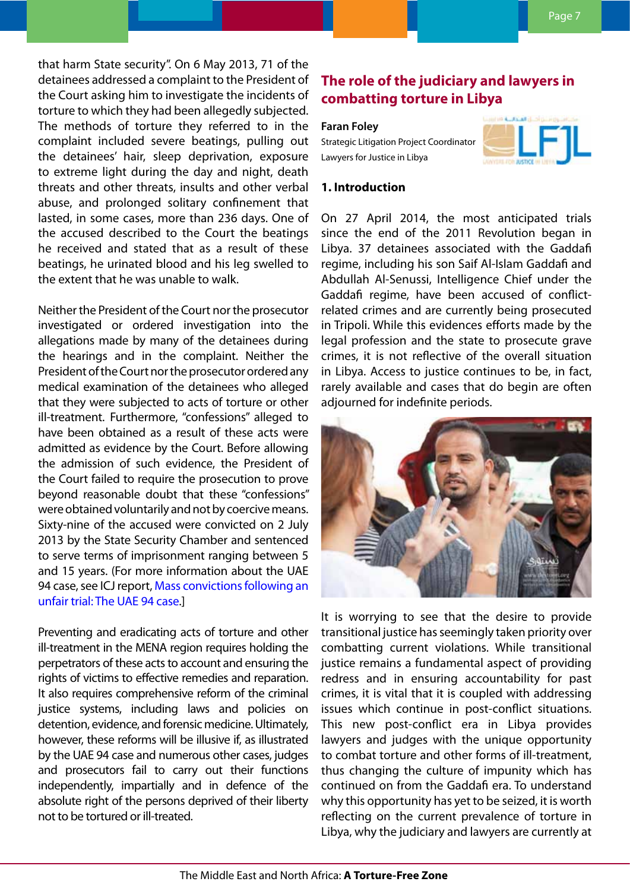that harm State security". On 6 May 2013, 71 of the detainees addressed a complaint to the President of the Court asking him to investigate the incidents of torture to which they had been allegedly subjected. The methods of torture they referred to in the complaint included severe beatings, pulling out the detainees' hair, sleep deprivation, exposure to extreme light during the day and night, death threats and other threats, insults and other verbal abuse, and prolonged solitary confinement that lasted, in some cases, more than 236 days. One of the accused described to the Court the beatings he received and stated that as a result of these beatings, he urinated blood and his leg swelled to the extent that he was unable to walk.

Neither the President of the Court nor the prosecutor investigated or ordered investigation into the allegations made by many of the detainees during the hearings and in the complaint. Neither the President of the Court nor the prosecutor ordered any medical examination of the detainees who alleged that they were subjected to acts of torture or other ill-treatment. Furthermore, "confessions" alleged to have been obtained as a result of these acts were admitted as evidence by the Court. Before allowing the admission of such evidence, the President of the Court failed to require the prosecution to prove beyond reasonable doubt that these "confessions" were obtained voluntarily and not by coercive means. Sixty-nine of the accused were convicted on 2 July 2013 by the State Security Chamber and sentenced to serve terms of imprisonment ranging between 5 and 15 years. (For more information about the UAE 94 case, see ICJ report, Mass convictions following an unfair trial: The UAE 94 case.]

Preventing and eradicating acts of torture and other ill-treatment in the MENA region requires holding the perpetrators of these acts to account and ensuring the rights of victims to effective remedies and reparation. It also requires comprehensive reform of the criminal justice systems, including laws and policies on detention, evidence, and forensic medicine. Ultimately, however, these reforms will be illusive if, as illustrated by the UAE 94 case and numerous other cases, judges and prosecutors fail to carry out their functions independently, impartially and in defence of the absolute right of the persons deprived of their liberty not to be tortured or ill-treated.

## The role of the judiciary and lawyers in combatting torture in Libya

**Faran Foley**
Strategic Litigation Project Coordinator
Lawyers for Justice in Libya

### 1. Introduction

On 27 April 2014, the most anticipated trials since the end of the 2011 Revolution began in Libya. 37 detainees associated with the Gaddafi regime, including his son Saif Al-Islam Gaddafi and Abdullah Al-Senussi, Intelligence Chief under the Gaddafi regime, have been accused of conflict-related crimes and are currently being prosecuted in Tripoli. While this evidences efforts made by the legal profession and the state to prosecute grave crimes, it is not reflective of the overall situation in Libya. Access to justice continues to be, in fact, rarely available and cases that do begin are often adjourned for indefinite periods.

It is worrying to see that the desire to provide transitional justice has seemingly taken priority over combatting current violations. While transitional justice remains a fundamental aspect of providing redress and in ensuring accountability for past crimes, it is vital that it is coupled with addressing issues which continue in post-conflict situations. This new post-conflict era in Libya provides lawyers and judges with the unique opportunity to combat torture and other forms of ill-treatment, thus changing the culture of impunity which has continued on from the Gaddafi era. To understand why this opportunity has yet to be seized, it is worth reflecting on the current prevalence of torture in Libya, why the judiciary and lawyers are currently at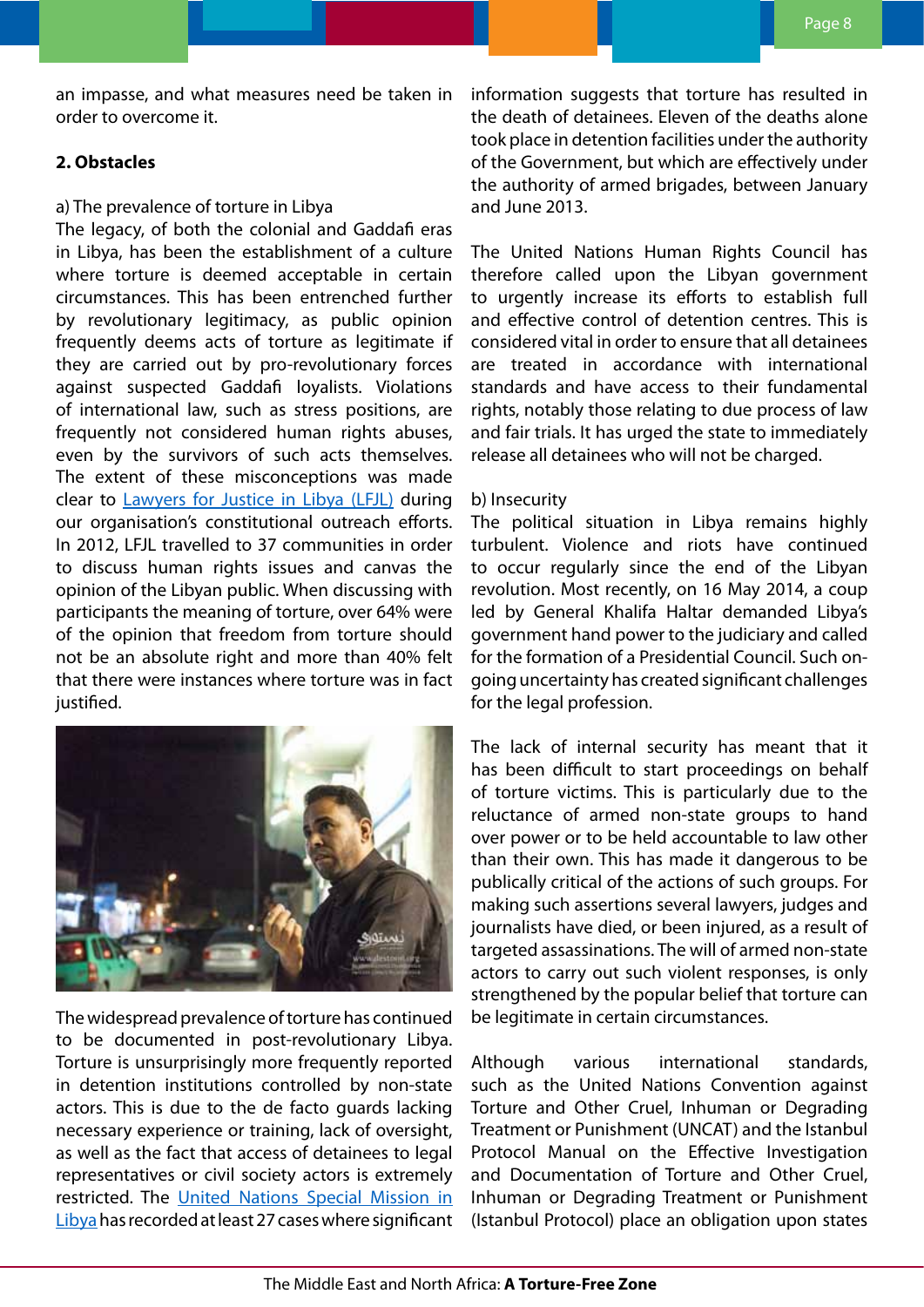an impasse, and what measures need be taken in order to overcome it.

## 2. Obstacles

a) The prevalence of torture in Libya

The legacy, of both the colonial and Gaddafi eras in Libya, has been the establishment of a culture where torture is deemed acceptable in certain circumstances. This has been entrenched further by revolutionary legitimacy, as public opinion frequently deems acts of torture as legitimate if they are carried out by pro-revolutionary forces against suspected Gaddafi loyalists. Violations of international law, such as stress positions, are frequently not considered human rights abuses, even by the survivors of such acts themselves. The extent of these misconceptions was made clear to Lawyers for Justice in Libya (LFJL) during our organisation's constitutional outreach efforts. In 2012, LFJL travelled to 37 communities in order to discuss human rights issues and canvas the opinion of the Libyan public. When discussing with participants the meaning of torture, over 64% were of the opinion that freedom from torture should not be an absolute right and more than 40% felt that there were instances where torture was in fact justified.

The widespread prevalence of torture has continued to be documented in post-revolutionary Libya. Torture is unsurprisingly more frequently reported in detention institutions controlled by non-state actors. This is due to the de facto guards lacking necessary experience or training, lack of oversight, as well as the fact that access of detainees to legal representatives or civil society actors is extremely restricted. The United Nations Special Mission in Libya has recorded at least 27 cases where significant information suggests that torture has resulted in the death of detainees. Eleven of the deaths alone took place in detention facilities under the authority of the Government, but which are effectively under the authority of armed brigades, between January and June 2013.

The United Nations Human Rights Council has therefore called upon the Libyan government to urgently increase its efforts to establish full and effective control of detention centres. This is considered vital in order to ensure that all detainees are treated in accordance with international standards and have access to their fundamental rights, notably those relating to due process of law and fair trials. It has urged the state to immediately release all detainees who will not be charged.

b) Insecurity

The political situation in Libya remains highly turbulent. Violence and riots have continued to occur regularly since the end of the Libyan revolution. Most recently, on 16 May 2014, a coup led by General Khalifa Haltar demanded Libya's government hand power to the judiciary and called for the formation of a Presidential Council. Such on-going uncertainty has created significant challenges for the legal profession.

The lack of internal security has meant that it has been difficult to start proceedings on behalf of torture victims. This is particularly due to the reluctance of armed non-state groups to hand over power or to be held accountable to law other than their own. This has made it dangerous to be publically critical of the actions of such groups. For making such assertions several lawyers, judges and journalists have died, or been injured, as a result of targeted assassinations. The will of armed non-state actors to carry out such violent responses, is only strengthened by the popular belief that torture can be legitimate in certain circumstances.

Although various international standards, such as the United Nations Convention against Torture and Other Cruel, Inhuman or Degrading Treatment or Punishment (UNCAT) and the Istanbul Protocol Manual on the Effective Investigation and Documentation of Torture and Other Cruel, Inhuman or Degrading Treatment or Punishment (Istanbul Protocol) place an obligation upon states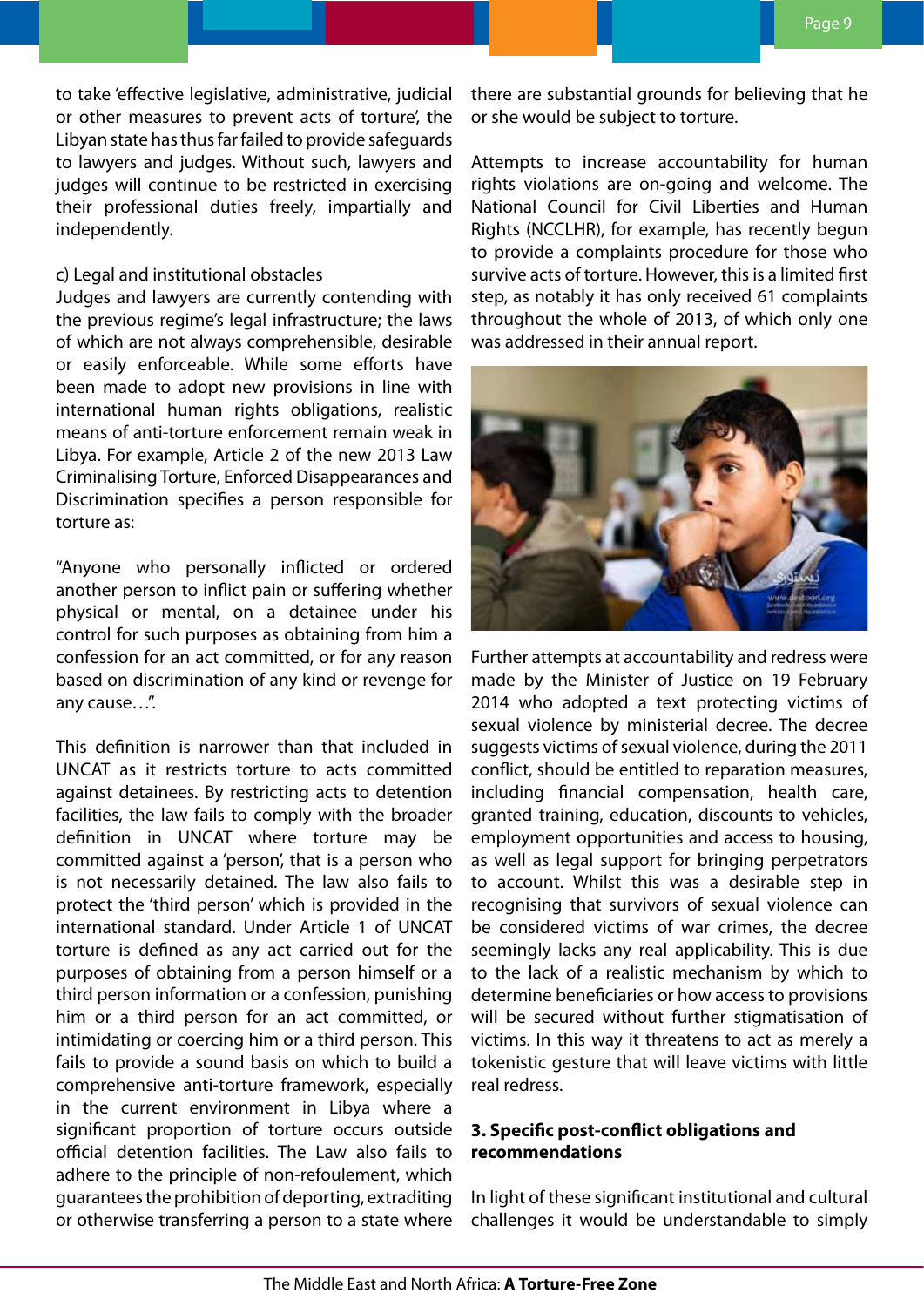to take 'effective legislative, administrative, judicial or other measures to prevent acts of torture', the Libyan state has thus far failed to provide safeguards to lawyers and judges. Without such, lawyers and judges will continue to be restricted in exercising their professional duties freely, impartially and independently.

c) Legal and institutional obstacles

Judges and lawyers are currently contending with the previous regime's legal infrastructure; the laws of which are not always comprehensible, desirable or easily enforceable. While some efforts have been made to adopt new provisions in line with international human rights obligations, realistic means of anti-torture enforcement remain weak in Libya. For example, Article 2 of the new 2013 Law Criminalising Torture, Enforced Disappearances and Discrimination specifies a person responsible for torture as:

"Anyone who personally inflicted or ordered another person to inflict pain or suffering whether physical or mental, on a detainee under his control for such purposes as obtaining from him a confession for an act committed, or for any reason based on discrimination of any kind or revenge for any cause…".

This definition is narrower than that included in UNCAT as it restricts torture to acts committed against detainees. By restricting acts to detention facilities, the law fails to comply with the broader definition in UNCAT where torture may be committed against a 'person', that is a person who is not necessarily detained. The law also fails to protect the 'third person' which is provided in the international standard. Under Article 1 of UNCAT torture is defined as any act carried out for the purposes of obtaining from a person himself or a third person information or a confession, punishing him or a third person for an act committed, or intimidating or coercing him or a third person. This fails to provide a sound basis on which to build a comprehensive anti-torture framework, especially in the current environment in Libya where a significant proportion of torture occurs outside official detention facilities. The Law also fails to adhere to the principle of non-refoulement, which guarantees the prohibition of deporting, extraditing or otherwise transferring a person to a state where there are substantial grounds for believing that he or she would be subject to torture.

Attempts to increase accountability for human rights violations are on-going and welcome. The National Council for Civil Liberties and Human Rights (NCCLHR), for example, has recently begun to provide a complaints procedure for those who survive acts of torture. However, this is a limited first step, as notably it has only received 61 complaints throughout the whole of 2013, of which only one was addressed in their annual report.

Further attempts at accountability and redress were made by the Minister of Justice on 19 February 2014 who adopted a text protecting victims of sexual violence by ministerial decree. The decree suggests victims of sexual violence, during the 2011 conflict, should be entitled to reparation measures, including financial compensation, health care, granted training, education, discounts to vehicles, employment opportunities and access to housing, as well as legal support for bringing perpetrators to account. Whilst this was a desirable step in recognising that survivors of sexual violence can be considered victims of war crimes, the decree seemingly lacks any real applicability. This is due to the lack of a realistic mechanism by which to determine beneficiaries or how access to provisions will be secured without further stigmatisation of victims. In this way it threatens to act as merely a tokenistic gesture that will leave victims with little real redress.

### 3. Specific post-conflict obligations and recommendations

In light of these significant institutional and cultural challenges it would be understandable to simply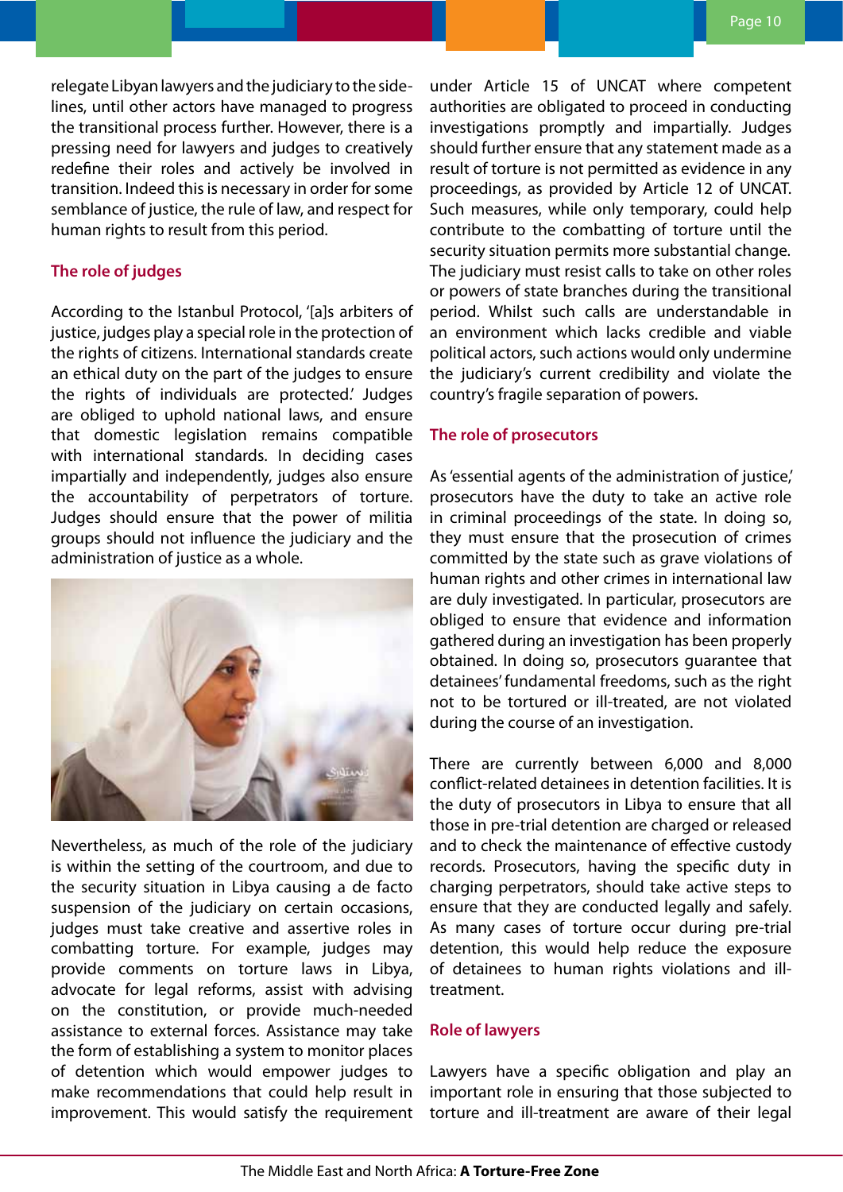relegate Libyan lawyers and the judiciary to the sidelines, until other actors have managed to progress the transitional process further. However, there is a pressing need for lawyers and judges to creatively redefine their roles and actively be involved in transition. Indeed this is necessary in order for some semblance of justice, the rule of law, and respect for human rights to result from this period.

### The role of judges

According to the Istanbul Protocol, '[a]s arbiters of justice, judges play a special role in the protection of the rights of citizens. International standards create an ethical duty on the part of the judges to ensure the rights of individuals are protected.' Judges are obliged to uphold national laws, and ensure that domestic legislation remains compatible with international standards. In deciding cases impartially and independently, judges also ensure the accountability of perpetrators of torture. Judges should ensure that the power of militia groups should not influence the judiciary and the administration of justice as a whole.

Nevertheless, as much of the role of the judiciary is within the setting of the courtroom, and due to the security situation in Libya causing a de facto suspension of the judiciary on certain occasions, judges must take creative and assertive roles in combatting torture. For example, judges may provide comments on torture laws in Libya, advocate for legal reforms, assist with advising on the constitution, or provide much-needed assistance to external forces. Assistance may take the form of establishing a system to monitor places of detention which would empower judges to make recommendations that could help result in improvement. This would satisfy the requirement under Article 15 of UNCAT where competent authorities are obligated to proceed in conducting investigations promptly and impartially. Judges should further ensure that any statement made as a result of torture is not permitted as evidence in any proceedings, as provided by Article 12 of UNCAT. Such measures, while only temporary, could help contribute to the combatting of torture until the security situation permits more substantial change. The judiciary must resist calls to take on other roles or powers of state branches during the transitional period. Whilst such calls are understandable in an environment which lacks credible and viable political actors, such actions would only undermine the judiciary's current credibility and violate the country's fragile separation of powers.

### The role of prosecutors

As 'essential agents of the administration of justice,' prosecutors have the duty to take an active role in criminal proceedings of the state. In doing so, they must ensure that the prosecution of crimes committed by the state such as grave violations of human rights and other crimes in international law are duly investigated. In particular, prosecutors are obliged to ensure that evidence and information gathered during an investigation has been properly obtained. In doing so, prosecutors guarantee that detainees' fundamental freedoms, such as the right not to be tortured or ill-treated, are not violated during the course of an investigation.

There are currently between 6,000 and 8,000 conflict-related detainees in detention facilities. It is the duty of prosecutors in Libya to ensure that all those in pre-trial detention are charged or released and to check the maintenance of effective custody records. Prosecutors, having the specific duty in charging perpetrators, should take active steps to ensure that they are conducted legally and safely. As many cases of torture occur during pre-trial detention, this would help reduce the exposure of detainees to human rights violations and ill-treatment.

### Role of lawyers

Lawyers have a specific obligation and play an important role in ensuring that those subjected to torture and ill-treatment are aware of their legal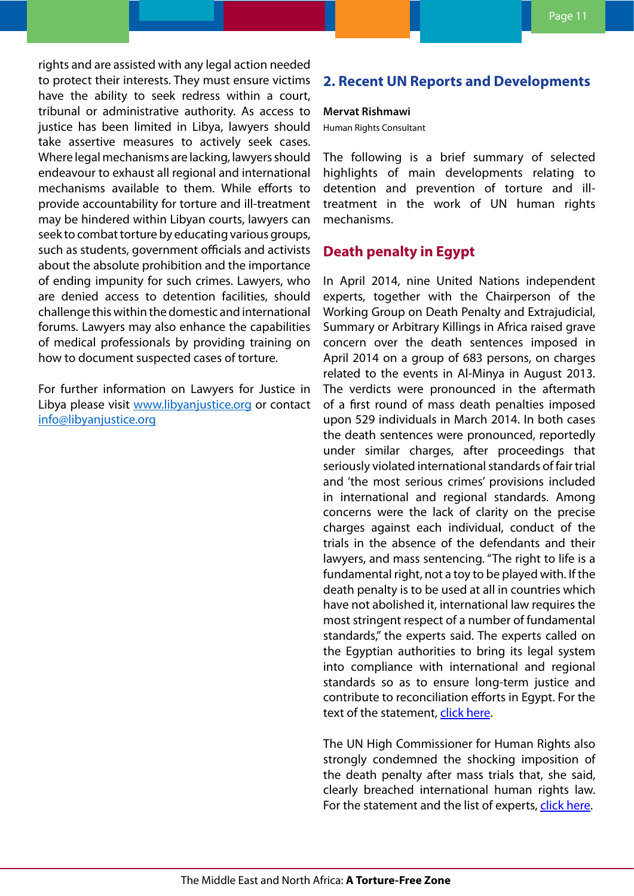rights and are assisted with any legal action needed to protect their interests. They must ensure victims have the ability to seek redress within a court, tribunal or administrative authority. As access to justice has been limited in Libya, lawyers should take assertive measures to actively seek cases. Where legal mechanisms are lacking, lawyers should endeavour to exhaust all regional and international mechanisms available to them. While efforts to provide accountability for torture and ill-treatment may be hindered within Libyan courts, lawyers can seek to combat torture by educating various groups, such as students, government officials and activists about the absolute prohibition and the importance of ending impunity for such crimes. Lawyers, who are denied access to detention facilities, should challenge this within the domestic and international forums. Lawyers may also enhance the capabilities of medical professionals by providing training on how to document suspected cases of torture.

For further information on Lawyers for Justice in Libya please visit www.libyanjustice.org or contact info@libyanjustice.org

## 2. Recent UN Reports and Developments

**Mervat Rishmawi**
Human Rights Consultant

The following is a brief summary of selected highlights of main developments relating to detention and prevention of torture and ill-treatment in the work of UN human rights mechanisms.

### Death penalty in Egypt

In April 2014, nine United Nations independent experts, together with the Chairperson of the Working Group on Death Penalty and Extrajudicial, Summary or Arbitrary Killings in Africa raised grave concern over the death sentences imposed in April 2014 on a group of 683 persons, on charges related to the events in Al-Minya in August 2013. The verdicts were pronounced in the aftermath of a first round of mass death penalties imposed upon 529 individuals in March 2014. In both cases the death sentences were pronounced, reportedly under similar charges, after proceedings that seriously violated international standards of fair trial and 'the most serious crimes' provisions included in international and regional standards. Among concerns were the lack of clarity on the precise charges against each individual, conduct of the trials in the absence of the defendants and their lawyers, and mass sentencing. "The right to life is a fundamental right, not a toy to be played with. If the death penalty is to be used at all in countries which have not abolished it, international law requires the most stringent respect of a number of fundamental standards," the experts said. The experts called on the Egyptian authorities to bring its legal system into compliance with international and regional standards so as to ensure long-term justice and contribute to reconciliation efforts in Egypt. For the text of the statement, click here.

The UN High Commissioner for Human Rights also strongly condemned the shocking imposition of the death penalty after mass trials that, she said, clearly breached international human rights law. For the statement and the list of experts, click here.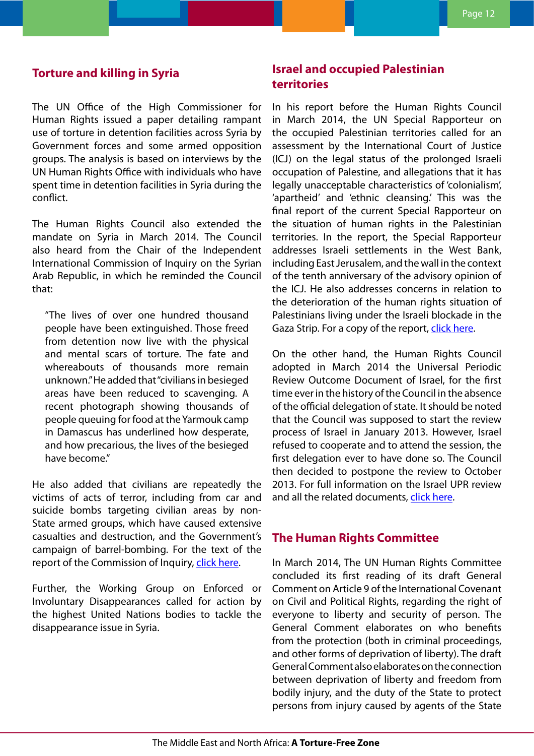## Torture and killing in Syria

The UN Office of the High Commissioner for Human Rights issued a paper detailing rampant use of torture in detention facilities across Syria by Government forces and some armed opposition groups. The analysis is based on interviews by the UN Human Rights Office with individuals who have spent time in detention facilities in Syria during the conflict.

The Human Rights Council also extended the mandate on Syria in March 2014. The Council also heard from the Chair of the Independent International Commission of Inquiry on the Syrian Arab Republic, in which he reminded the Council that:

> "The lives of over one hundred thousand people have been extinguished. Those freed from detention now live with the physical and mental scars of torture. The fate and whereabouts of thousands more remain unknown." He added that "civilians in besieged areas have been reduced to scavenging. A recent photograph showing thousands of people queuing for food at the Yarmouk camp in Damascus has underlined how desperate, and how precarious, the lives of the besieged have become."

He also added that civilians are repeatedly the victims of acts of terror, including from car and suicide bombs targeting civilian areas by non-State armed groups, which have caused extensive casualties and destruction, and the Government's campaign of barrel-bombing. For the text of the report of the Commission of Inquiry, click here.

Further, the Working Group on Enforced or Involuntary Disappearances called for action by the highest United Nations bodies to tackle the disappearance issue in Syria.

## Israel and occupied Palestinian territories

In his report before the Human Rights Council in March 2014, the UN Special Rapporteur on the occupied Palestinian territories called for an assessment by the International Court of Justice (ICJ) on the legal status of the prolonged Israeli occupation of Palestine, and allegations that it has legally unacceptable characteristics of 'colonialism', 'apartheid' and 'ethnic cleansing.' This was the final report of the current Special Rapporteur on the situation of human rights in the Palestinian territories. In the report, the Special Rapporteur addresses Israeli settlements in the West Bank, including East Jerusalem, and the wall in the context of the tenth anniversary of the advisory opinion of the ICJ. He also addresses concerns in relation to the deterioration of the human rights situation of Palestinians living under the Israeli blockade in the Gaza Strip. For a copy of the report, click here.

On the other hand, the Human Rights Council adopted in March 2014 the Universal Periodic Review Outcome Document of Israel, for the first time ever in the history of the Council in the absence of the official delegation of state. It should be noted that the Council was supposed to start the review process of Israel in January 2013. However, Israel refused to cooperate and to attend the session, the first delegation ever to have done so. The Council then decided to postpone the review to October 2013. For full information on the Israel UPR review and all the related documents, click here.

## The Human Rights Committee

In March 2014, The UN Human Rights Committee concluded its first reading of its draft General Comment on Article 9 of the International Covenant on Civil and Political Rights, regarding the right of everyone to liberty and security of person. The General Comment elaborates on who benefits from the protection (both in criminal proceedings, and other forms of deprivation of liberty). The draft General Comment also elaborates on the connection between deprivation of liberty and freedom from bodily injury, and the duty of the State to protect persons from injury caused by agents of the State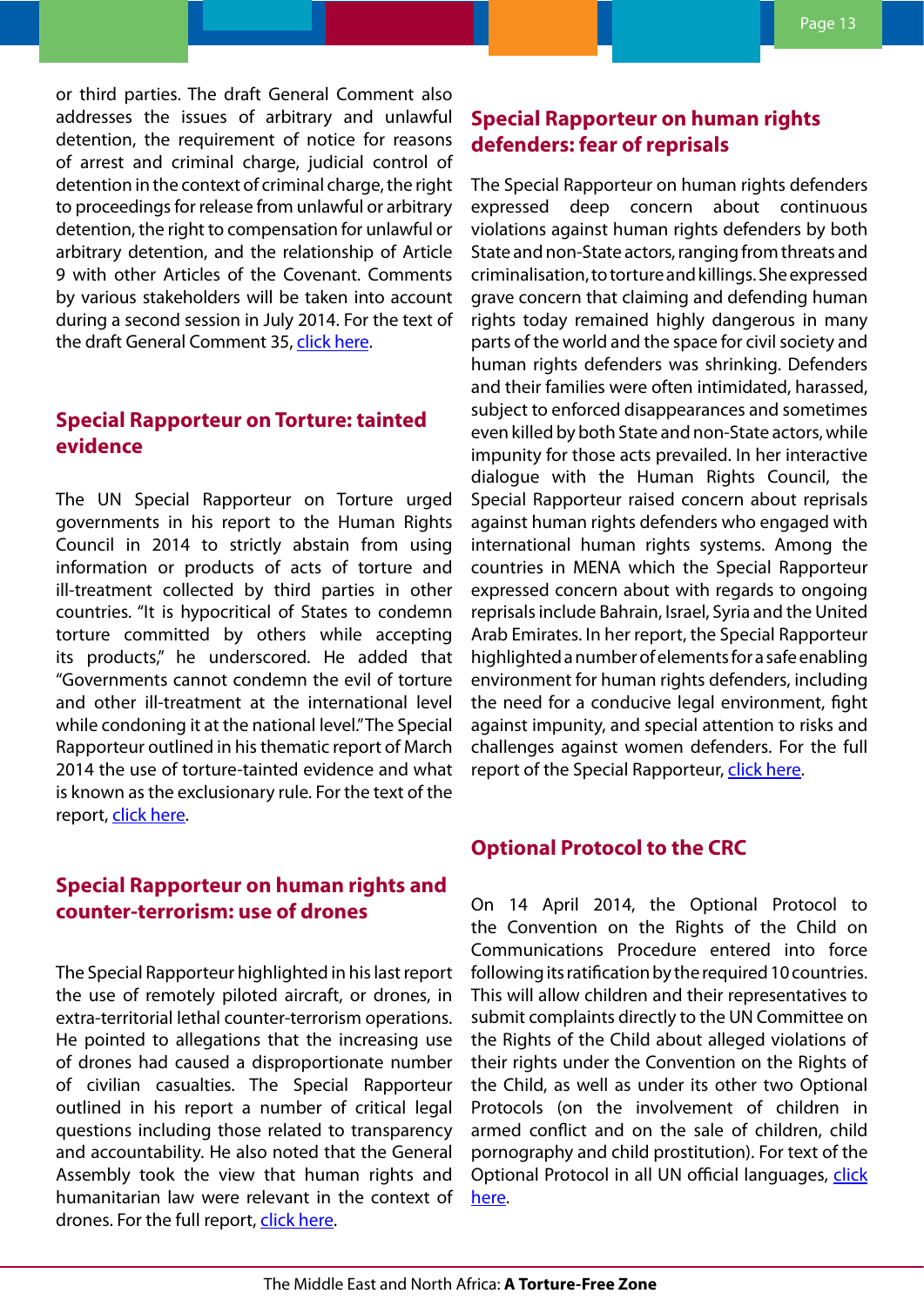or third parties. The draft General Comment also addresses the issues of arbitrary and unlawful detention, the requirement of notice for reasons of arrest and criminal charge, judicial control of detention in the context of criminal charge, the right to proceedings for release from unlawful or arbitrary detention, the right to compensation for unlawful or arbitrary detention, and the relationship of Article 9 with other Articles of the Covenant. Comments by various stakeholders will be taken into account during a second session in July 2014. For the text of the draft General Comment 35, click here.

## Special Rapporteur on Torture: tainted evidence

The UN Special Rapporteur on Torture urged governments in his report to the Human Rights Council in 2014 to strictly abstain from using information or products of acts of torture and ill-treatment collected by third parties in other countries. "It is hypocritical of States to condemn torture committed by others while accepting its products," he underscored. He added that "Governments cannot condemn the evil of torture and other ill-treatment at the international level while condoning it at the national level." The Special Rapporteur outlined in his thematic report of March 2014 the use of torture-tainted evidence and what is known as the exclusionary rule. For the text of the report, click here.

## Special Rapporteur on human rights and counter-terrorism: use of drones

The Special Rapporteur highlighted in his last report the use of remotely piloted aircraft, or drones, in extra-territorial lethal counter-terrorism operations. He pointed to allegations that the increasing use of drones had caused a disproportionate number of civilian casualties. The Special Rapporteur outlined in his report a number of critical legal questions including those related to transparency and accountability. He also noted that the General Assembly took the view that human rights and humanitarian law were relevant in the context of drones. For the full report, click here.

## Special Rapporteur on human rights defenders: fear of reprisals

The Special Rapporteur on human rights defenders expressed deep concern about continuous violations against human rights defenders by both State and non-State actors, ranging from threats and criminalisation, to torture and killings. She expressed grave concern that claiming and defending human rights today remained highly dangerous in many parts of the world and the space for civil society and human rights defenders was shrinking. Defenders and their families were often intimidated, harassed, subject to enforced disappearances and sometimes even killed by both State and non-State actors, while impunity for those acts prevailed. In her interactive dialogue with the Human Rights Council, the Special Rapporteur raised concern about reprisals against human rights defenders who engaged with international human rights systems. Among the countries in MENA which the Special Rapporteur expressed concern about with regards to ongoing reprisals include Bahrain, Israel, Syria and the United Arab Emirates. In her report, the Special Rapporteur highlighted a number of elements for a safe enabling environment for human rights defenders, including the need for a conducive legal environment, fight against impunity, and special attention to risks and challenges against women defenders. For the full report of the Special Rapporteur, click here.

## Optional Protocol to the CRC

On 14 April 2014, the Optional Protocol to the Convention on the Rights of the Child on Communications Procedure entered into force following its ratification by the required 10 countries. This will allow children and their representatives to submit complaints directly to the UN Committee on the Rights of the Child about alleged violations of their rights under the Convention on the Rights of the Child, as well as under its other two Optional Protocols (on the involvement of children in armed conflict and on the sale of children, child pornography and child prostitution). For text of the Optional Protocol in all UN official languages, click here.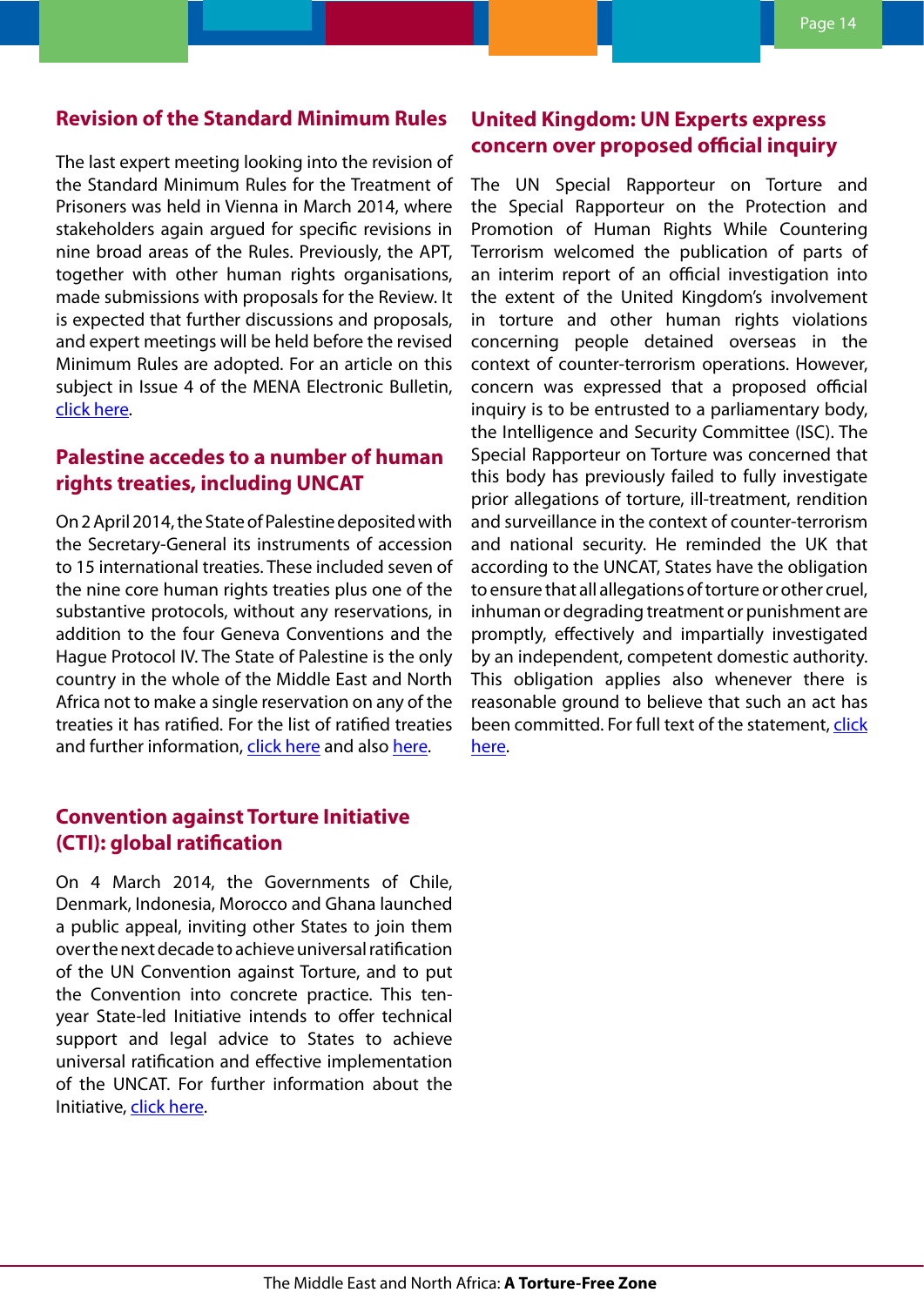## Revision of the Standard Minimum Rules

The last expert meeting looking into the revision of the Standard Minimum Rules for the Treatment of Prisoners was held in Vienna in March 2014, where stakeholders again argued for specific revisions in nine broad areas of the Rules. Previously, the APT, together with other human rights organisations, made submissions with proposals for the Review. It is expected that further discussions and proposals, and expert meetings will be held before the revised Minimum Rules are adopted. For an article on this subject in Issue 4 of the MENA Electronic Bulletin, click here.

## Palestine accedes to a number of human rights treaties, including UNCAT

On 2 April 2014, the State of Palestine deposited with the Secretary-General its instruments of accession to 15 international treaties. These included seven of the nine core human rights treaties plus one of the substantive protocols, without any reservations, in addition to the four Geneva Conventions and the Hague Protocol IV. The State of Palestine is the only country in the whole of the Middle East and North Africa not to make a single reservation on any of the treaties it has ratified. For the list of ratified treaties and further information, click here and also here.

## Convention against Torture Initiative (CTI): global ratification

On 4 March 2014, the Governments of Chile, Denmark, Indonesia, Morocco and Ghana launched a public appeal, inviting other States to join them over the next decade to achieve universal ratification of the UN Convention against Torture, and to put the Convention into concrete practice. This ten-year State-led Initiative intends to offer technical support and legal advice to States to achieve universal ratification and effective implementation of the UNCAT. For further information about the Initiative, click here.

## United Kingdom: UN Experts express concern over proposed official inquiry

The UN Special Rapporteur on Torture and the Special Rapporteur on the Protection and Promotion of Human Rights While Countering Terrorism welcomed the publication of parts of an interim report of an official investigation into the extent of the United Kingdom's involvement in torture and other human rights violations concerning people detained overseas in the context of counter-terrorism operations. However, concern was expressed that a proposed official inquiry is to be entrusted to a parliamentary body, the Intelligence and Security Committee (ISC). The Special Rapporteur on Torture was concerned that this body has previously failed to fully investigate prior allegations of torture, ill-treatment, rendition and surveillance in the context of counter-terrorism and national security. He reminded the UK that according to the UNCAT, States have the obligation to ensure that all allegations of torture or other cruel, inhuman or degrading treatment or punishment are promptly, effectively and impartially investigated by an independent, competent domestic authority. This obligation applies also whenever there is reasonable ground to believe that such an act has been committed. For full text of the statement, click here.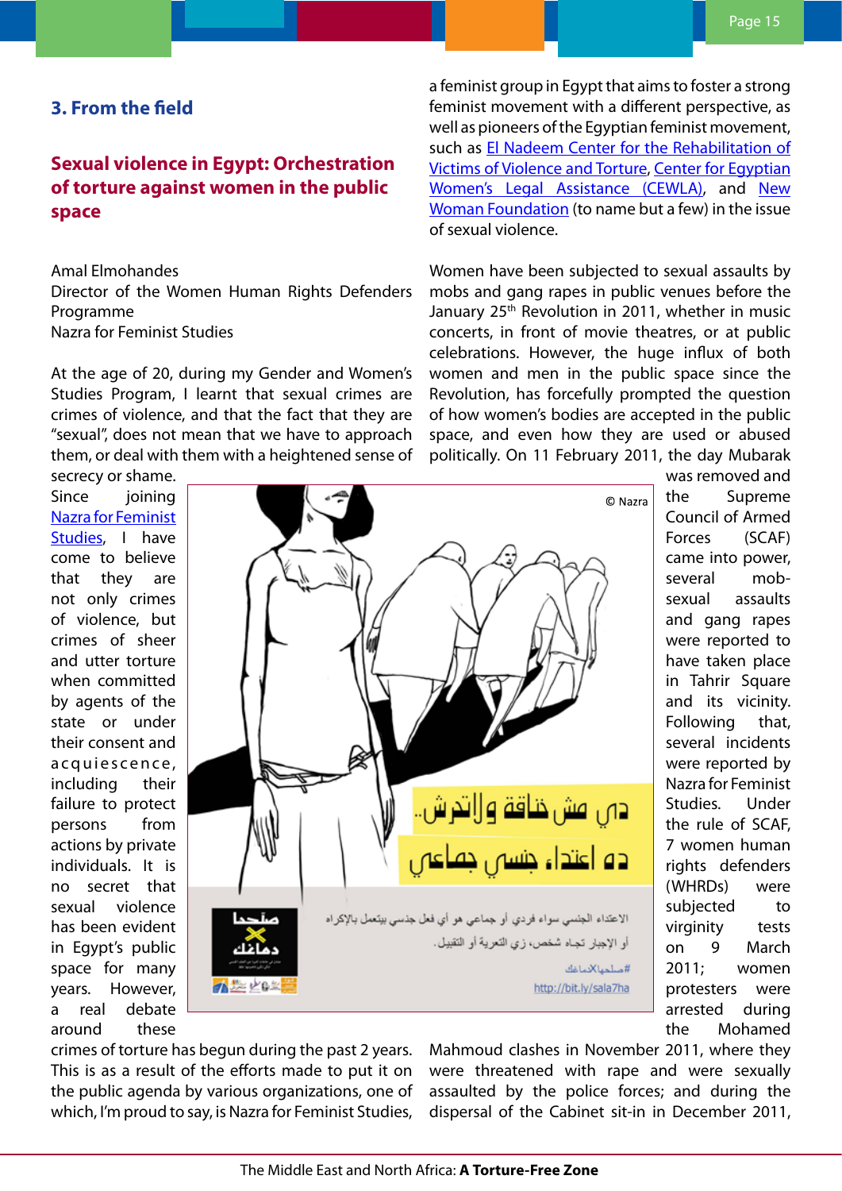## 3. From the field

### Sexual violence in Egypt: Orchestration of torture against women in the public space

Amal Elmohandes
Director of the Women Human Rights Defenders Programme
Nazra for Feminist Studies

At the age of 20, during my Gender and Women's Studies Program, I learnt that sexual crimes are crimes of violence, and that the fact that they are "sexual", does not mean that we have to approach them, or deal with them with a heightened sense of secrecy or shame. Since joining Nazra for Feminist Studies, I have come to believe that they are not only crimes of violence, but crimes of sheer and utter torture when committed by agents of the state or under their consent and acquiescence, including their failure to protect persons from actions by private individuals. It is no secret that sexual violence has been evident in Egypt's public space for many years. However, a real debate around these crimes of torture has begun during the past 2 years. This is as a result of the efforts made to put it on the public agenda by various organizations, one of which, I'm proud to say, is Nazra for Feminist Studies, a feminist group in Egypt that aims to foster a strong feminist movement with a different perspective, as well as pioneers of the Egyptian feminist movement, such as El Nadeem Center for the Rehabilitation of Victims of Violence and Torture, Center for Egyptian Women's Legal Assistance (CEWLA), and New Woman Foundation (to name but a few) in the issue of sexual violence.

Women have been subjected to sexual assaults by mobs and gang rapes in public venues before the January 25th Revolution in 2011, whether in music concerts, in front of movie theatres, or at public celebrations. However, the huge influx of both women and men in the public space since the Revolution, has forcefully prompted the question of how women's bodies are accepted in the public space, and even how they are used or abused politically. On 11 February 2011, the day Mubarak was removed and the Supreme Council of Armed Forces (SCAF) came into power, several mob-sexual assaults and gang rapes were reported to have taken place in Tahrir Square and its vicinity. Following that, several incidents were reported by Nazra for Feminist Studies. Under the rule of SCAF, 7 women human rights defenders (WHRDs) were subjected to virginity tests on 9 March 2011; women protesters were arrested during the Mohamed Mahmoud clashes in November 2011, where they were threatened with rape and were sexually assaulted by the police forces; and during the dispersal of the Cabinet sit-in in December 2011,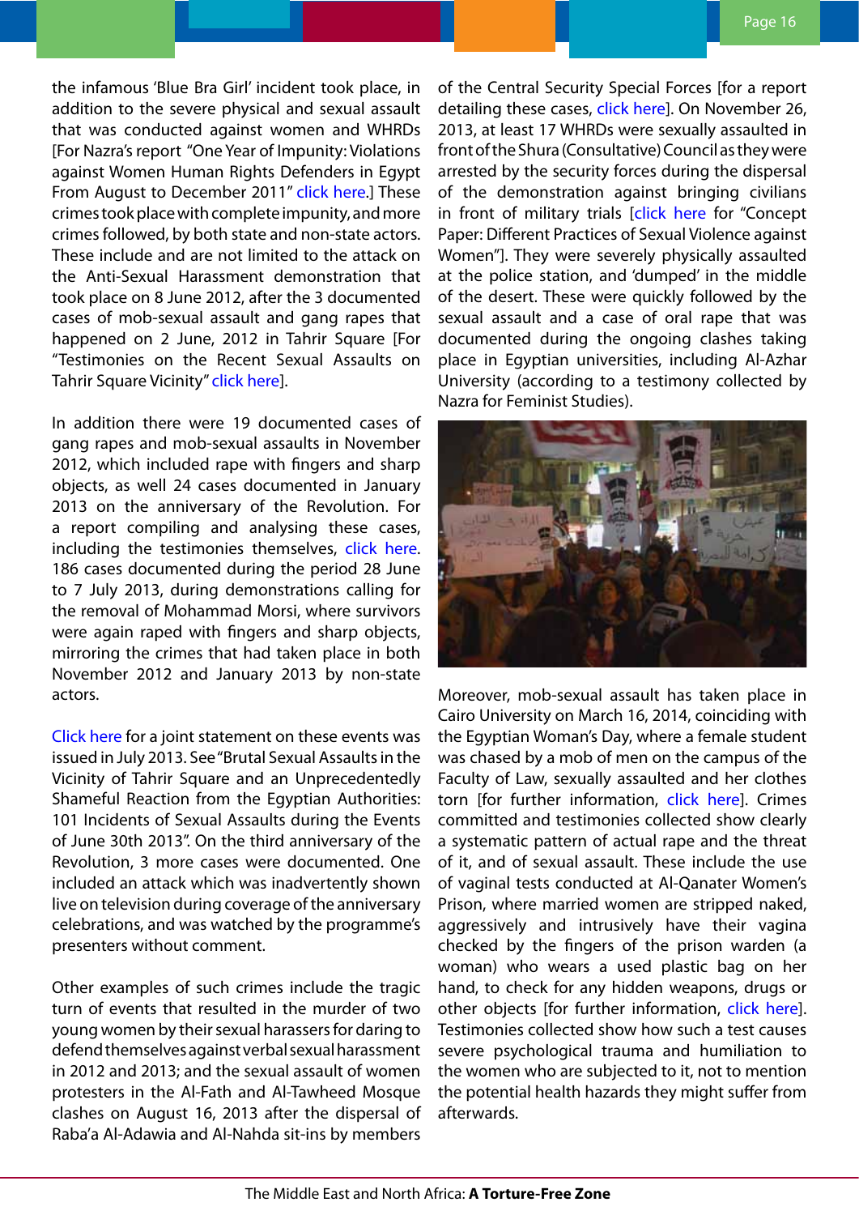the infamous 'Blue Bra Girl' incident took place, in addition to the severe physical and sexual assault that was conducted against women and WHRDs [For Nazra's report "One Year of Impunity: Violations against Women Human Rights Defenders in Egypt From August to December 2011" click here.] These crimes took place with complete impunity, and more crimes followed, by both state and non-state actors. These include and are not limited to the attack on the Anti-Sexual Harassment demonstration that took place on 8 June 2012, after the 3 documented cases of mob-sexual assault and gang rapes that happened on 2 June, 2012 in Tahrir Square [For "Testimonies on the Recent Sexual Assaults on Tahrir Square Vicinity" click here].

In addition there were 19 documented cases of gang rapes and mob-sexual assaults in November 2012, which included rape with fingers and sharp objects, as well 24 cases documented in January 2013 on the anniversary of the Revolution. For a report compiling and analysing these cases, including the testimonies themselves, click here. 186 cases documented during the period 28 June to 7 July 2013, during demonstrations calling for the removal of Mohammad Morsi, where survivors were again raped with fingers and sharp objects, mirroring the crimes that had taken place in both November 2012 and January 2013 by non-state actors.

Click here for a joint statement on these events was issued in July 2013. See "Brutal Sexual Assaults in the Vicinity of Tahrir Square and an Unprecedentedly Shameful Reaction from the Egyptian Authorities: 101 Incidents of Sexual Assaults during the Events of June 30th 2013". On the third anniversary of the Revolution, 3 more cases were documented. One included an attack which was inadvertently shown live on television during coverage of the anniversary celebrations, and was watched by the programme's presenters without comment.

Other examples of such crimes include the tragic turn of events that resulted in the murder of two young women by their sexual harassers for daring to defend themselves against verbal sexual harassment in 2012 and 2013; and the sexual assault of women protesters in the Al-Fath and Al-Tawheed Mosque clashes on August 16, 2013 after the dispersal of Raba'a Al-Adawia and Al-Nahda sit-ins by members of the Central Security Special Forces [for a report detailing these cases, click here]. On November 26, 2013, at least 17 WHRDs were sexually assaulted in front of the Shura (Consultative) Council as they were arrested by the security forces during the dispersal of the demonstration against bringing civilians in front of military trials [click here for "Concept Paper: Different Practices of Sexual Violence against Women"]. They were severely physically assaulted at the police station, and 'dumped' in the middle of the desert. These were quickly followed by the sexual assault and a case of oral rape that was documented during the ongoing clashes taking place in Egyptian universities, including Al-Azhar University (according to a testimony collected by Nazra for Feminist Studies).

Moreover, mob-sexual assault has taken place in Cairo University on March 16, 2014, coinciding with the Egyptian Woman's Day, where a female student was chased by a mob of men on the campus of the Faculty of Law, sexually assaulted and her clothes torn [for further information, click here]. Crimes committed and testimonies collected show clearly a systematic pattern of actual rape and the threat of it, and of sexual assault. These include the use of vaginal tests conducted at Al-Qanater Women's Prison, where married women are stripped naked, aggressively and intrusively have their vagina checked by the fingers of the prison warden (a woman) who wears a used plastic bag on her hand, to check for any hidden weapons, drugs or other objects [for further information, click here]. Testimonies collected show how such a test causes severe psychological trauma and humiliation to the women who are subjected to it, not to mention the potential health hazards they might suffer from afterwards.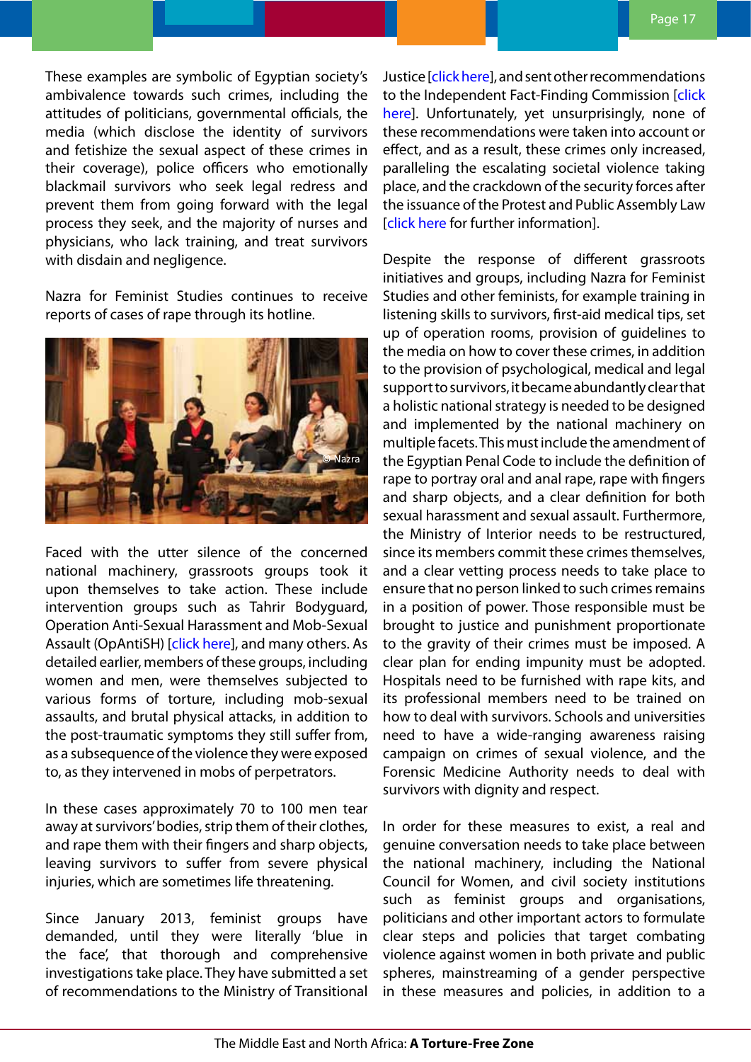These examples are symbolic of Egyptian society's ambivalence towards such crimes, including the attitudes of politicians, governmental officials, the media (which disclose the identity of survivors and fetishize the sexual aspect of these crimes in their coverage), police officers who emotionally blackmail survivors who seek legal redress and prevent them from going forward with the legal process they seek, and the majority of nurses and physicians, who lack training, and treat survivors with disdain and negligence.

Nazra for Feminist Studies continues to receive reports of cases of rape through its hotline.

© Nazra

Faced with the utter silence of the concerned national machinery, grassroots groups took it upon themselves to take action. These include intervention groups such as Tahrir Bodyguard, Operation Anti-Sexual Harassment and Mob-Sexual Assault (OpAntiSH) [click here], and many others. As detailed earlier, members of these groups, including women and men, were themselves subjected to various forms of torture, including mob-sexual assaults, and brutal physical attacks, in addition to the post-traumatic symptoms they still suffer from, as a subsequence of the violence they were exposed to, as they intervened in mobs of perpetrators.

In these cases approximately 70 to 100 men tear away at survivors' bodies, strip them of their clothes, and rape them with their fingers and sharp objects, leaving survivors to suffer from severe physical injuries, which are sometimes life threatening.

Since January 2013, feminist groups have demanded, until they were literally 'blue in the face', that thorough and comprehensive investigations take place. They have submitted a set of recommendations to the Ministry of Transitional Justice [click here], and sent other recommendations to the Independent Fact-Finding Commission [click here]. Unfortunately, yet unsurprisingly, none of these recommendations were taken into account or effect, and as a result, these crimes only increased, paralleling the escalating societal violence taking place, and the crackdown of the security forces after the issuance of the Protest and Public Assembly Law [click here for further information].

Despite the response of different grassroots initiatives and groups, including Nazra for Feminist Studies and other feminists, for example training in listening skills to survivors, first-aid medical tips, set up of operation rooms, provision of guidelines to the media on how to cover these crimes, in addition to the provision of psychological, medical and legal support to survivors, it became abundantly clear that a holistic national strategy is needed to be designed and implemented by the national machinery on multiple facets. This must include the amendment of the Egyptian Penal Code to include the definition of rape to portray oral and anal rape, rape with fingers and sharp objects, and a clear definition for both sexual harassment and sexual assault. Furthermore, the Ministry of Interior needs to be restructured, since its members commit these crimes themselves, and a clear vetting process needs to take place to ensure that no person linked to such crimes remains in a position of power. Those responsible must be brought to justice and punishment proportionate to the gravity of their crimes must be imposed. A clear plan for ending impunity must be adopted. Hospitals need to be furnished with rape kits, and its professional members need to be trained on how to deal with survivors. Schools and universities need to have a wide-ranging awareness raising campaign on crimes of sexual violence, and the Forensic Medicine Authority needs to deal with survivors with dignity and respect.

In order for these measures to exist, a real and genuine conversation needs to take place between the national machinery, including the National Council for Women, and civil society institutions such as feminist groups and organisations, politicians and other important actors to formulate clear steps and policies that target combating violence against women in both private and public spheres, mainstreaming of a gender perspective in these measures and policies, in addition to a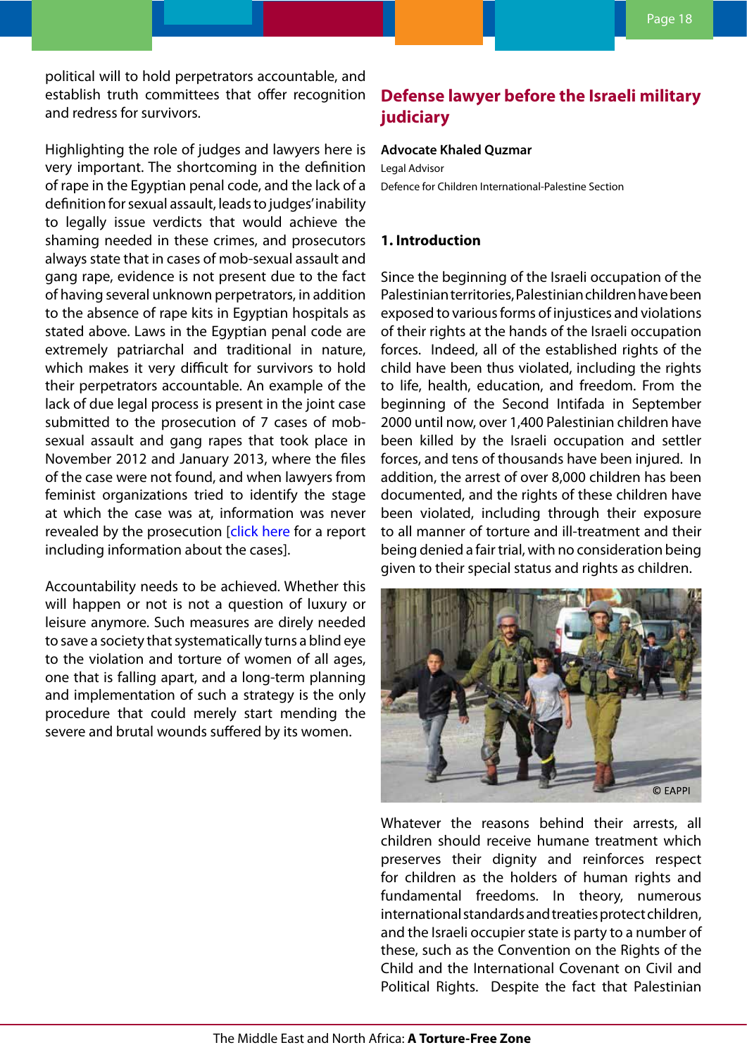political will to hold perpetrators accountable, and establish truth committees that offer recognition and redress for survivors.

Highlighting the role of judges and lawyers here is very important. The shortcoming in the definition of rape in the Egyptian penal code, and the lack of a definition for sexual assault, leads to judges' inability to legally issue verdicts that would achieve the shaming needed in these crimes, and prosecutors always state that in cases of mob-sexual assault and gang rape, evidence is not present due to the fact of having several unknown perpetrators, in addition to the absence of rape kits in Egyptian hospitals as stated above. Laws in the Egyptian penal code are extremely patriarchal and traditional in nature, which makes it very difficult for survivors to hold their perpetrators accountable. An example of the lack of due legal process is present in the joint case submitted to the prosecution of 7 cases of mob-sexual assault and gang rapes that took place in November 2012 and January 2013, where the files of the case were not found, and when lawyers from feminist organizations tried to identify the stage at which the case was at, information was never revealed by the prosecution [click here for a report including information about the cases].

Accountability needs to be achieved. Whether this will happen or not is not a question of luxury or leisure anymore. Such measures are direly needed to save a society that systematically turns a blind eye to the violation and torture of women of all ages, one that is falling apart, and a long-term planning and implementation of such a strategy is the only procedure that could merely start mending the severe and brutal wounds suffered by its women.

## Defense lawyer before the Israeli military judiciary

**Advocate Khaled Quzmar**
Legal Advisor
Defence for Children International-Palestine Section

### 1. Introduction

Since the beginning of the Israeli occupation of the Palestinian territories, Palestinian children have been exposed to various forms of injustices and violations of their rights at the hands of the Israeli occupation forces. Indeed, all of the established rights of the child have been thus violated, including the rights to life, health, education, and freedom. From the beginning of the Second Intifada in September 2000 until now, over 1,400 Palestinian children have been killed by the Israeli occupation and settler forces, and tens of thousands have been injured. In addition, the arrest of over 8,000 children has been documented, and the rights of these children have been violated, including through their exposure to all manner of torture and ill-treatment and their being denied a fair trial, with no consideration being given to their special status and rights as children.

© EAPPI

Whatever the reasons behind their arrests, all children should receive humane treatment which preserves their dignity and reinforces respect for children as the holders of human rights and fundamental freedoms. In theory, numerous international standards and treaties protect children, and the Israeli occupier state is party to a number of these, such as the Convention on the Rights of the Child and the International Covenant on Civil and Political Rights. Despite the fact that Palestinian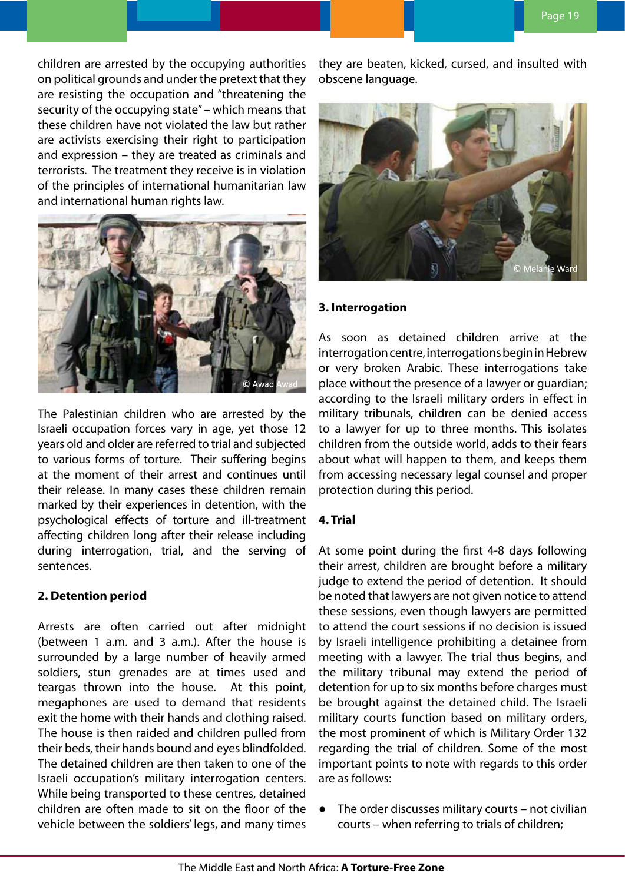children are arrested by the occupying authorities on political grounds and under the pretext that they are resisting the occupation and "threatening the security of the occupying state" – which means that these children have not violated the law but rather are activists exercising their right to participation and expression – they are treated as criminals and terrorists. The treatment they receive is in violation of the principles of international humanitarian law and international human rights law.

© Awad Awad

The Palestinian children who are arrested by the Israeli occupation forces vary in age, yet those 12 years old and older are referred to trial and subjected to various forms of torture. Their suffering begins at the moment of their arrest and continues until their release. In many cases these children remain marked by their experiences in detention, with the psychological effects of torture and ill-treatment affecting children long after their release including during interrogation, trial, and the serving of sentences.

## 2. Detention period

Arrests are often carried out after midnight (between 1 a.m. and 3 a.m.). After the house is surrounded by a large number of heavily armed soldiers, stun grenades are at times used and teargas thrown into the house. At this point, megaphones are used to demand that residents exit the home with their hands and clothing raised. The house is then raided and children pulled from their beds, their hands bound and eyes blindfolded. The detained children are then taken to one of the Israeli occupation's military interrogation centers. While being transported to these centres, detained children are often made to sit on the floor of the vehicle between the soldiers' legs, and many times they are beaten, kicked, cursed, and insulted with obscene language.

© Melanie Ward

## 3. Interrogation

As soon as detained children arrive at the interrogation centre, interrogations begin in Hebrew or very broken Arabic. These interrogations take place without the presence of a lawyer or guardian; according to the Israeli military orders in effect in military tribunals, children can be denied access to a lawyer for up to three months. This isolates children from the outside world, adds to their fears about what will happen to them, and keeps them from accessing necessary legal counsel and proper protection during this period.

## 4. Trial

At some point during the first 4-8 days following their arrest, children are brought before a military judge to extend the period of detention. It should be noted that lawyers are not given notice to attend these sessions, even though lawyers are permitted to attend the court sessions if no decision is issued by Israeli intelligence prohibiting a detainee from meeting with a lawyer. The trial thus begins, and the military tribunal may extend the period of detention for up to six months before charges must be brought against the detained child. The Israeli military courts function based on military orders, the most prominent of which is Military Order 132 regarding the trial of children. Some of the most important points to note with regards to this order are as follows:

- The order discusses military courts – not civilian courts – when referring to trials of children;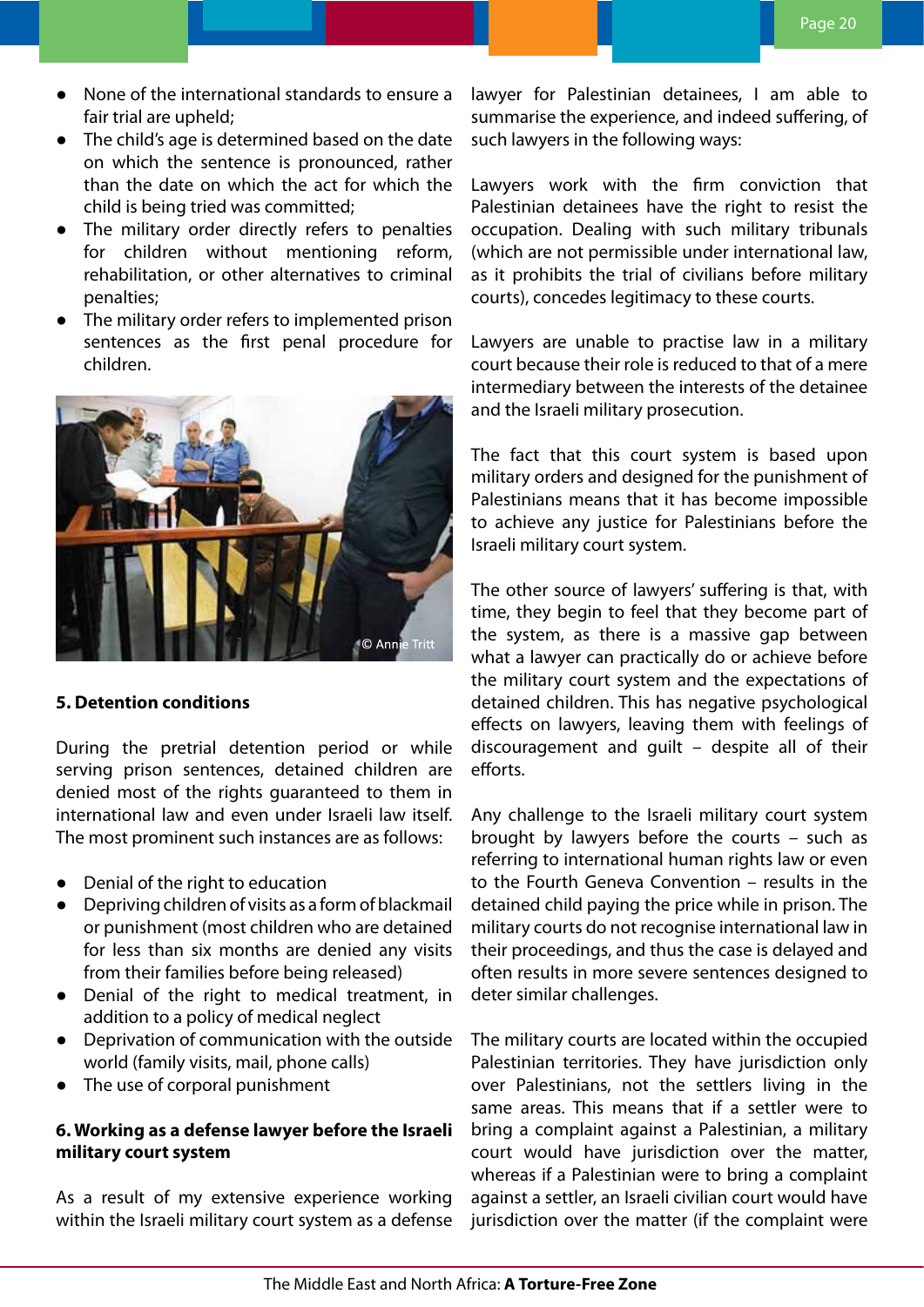- None of the international standards to ensure a fair trial are upheld;
- The child's age is determined based on the date on which the sentence is pronounced, rather than the date on which the act for which the child is being tried was committed;
- The military order directly refers to penalties for children without mentioning reform, rehabilitation, or other alternatives to criminal penalties;
- The military order refers to implemented prison sentences as the first penal procedure for children.

© Annie Tritt

**5. Detention conditions**

During the pretrial detention period or while serving prison sentences, detained children are denied most of the rights guaranteed to them in international law and even under Israeli law itself. The most prominent such instances are as follows:

- Denial of the right to education
- Depriving children of visits as a form of blackmail or punishment (most children who are detained for less than six months are denied any visits from their families before being released)
- Denial of the right to medical treatment, in addition to a policy of medical neglect
- Deprivation of communication with the outside world (family visits, mail, phone calls)
- The use of corporal punishment

**6. Working as a defense lawyer before the Israeli military court system**

As a result of my extensive experience working within the Israeli military court system as a defense lawyer for Palestinian detainees, I am able to summarise the experience, and indeed suffering, of such lawyers in the following ways:

Lawyers work with the firm conviction that Palestinian detainees have the right to resist the occupation. Dealing with such military tribunals (which are not permissible under international law, as it prohibits the trial of civilians before military courts), concedes legitimacy to these courts.

Lawyers are unable to practise law in a military court because their role is reduced to that of a mere intermediary between the interests of the detainee and the Israeli military prosecution.

The fact that this court system is based upon military orders and designed for the punishment of Palestinians means that it has become impossible to achieve any justice for Palestinians before the Israeli military court system.

The other source of lawyers' suffering is that, with time, they begin to feel that they become part of the system, as there is a massive gap between what a lawyer can practically do or achieve before the military court system and the expectations of detained children. This has negative psychological effects on lawyers, leaving them with feelings of discouragement and guilt – despite all of their efforts.

Any challenge to the Israeli military court system brought by lawyers before the courts – such as referring to international human rights law or even to the Fourth Geneva Convention – results in the detained child paying the price while in prison. The military courts do not recognise international law in their proceedings, and thus the case is delayed and often results in more severe sentences designed to deter similar challenges.

The military courts are located within the occupied Palestinian territories. They have jurisdiction only over Palestinians, not the settlers living in the same areas. This means that if a settler were to bring a complaint against a Palestinian, a military court would have jurisdiction over the matter, whereas if a Palestinian were to bring a complaint against a settler, an Israeli civilian court would have jurisdiction over the matter (if the complaint were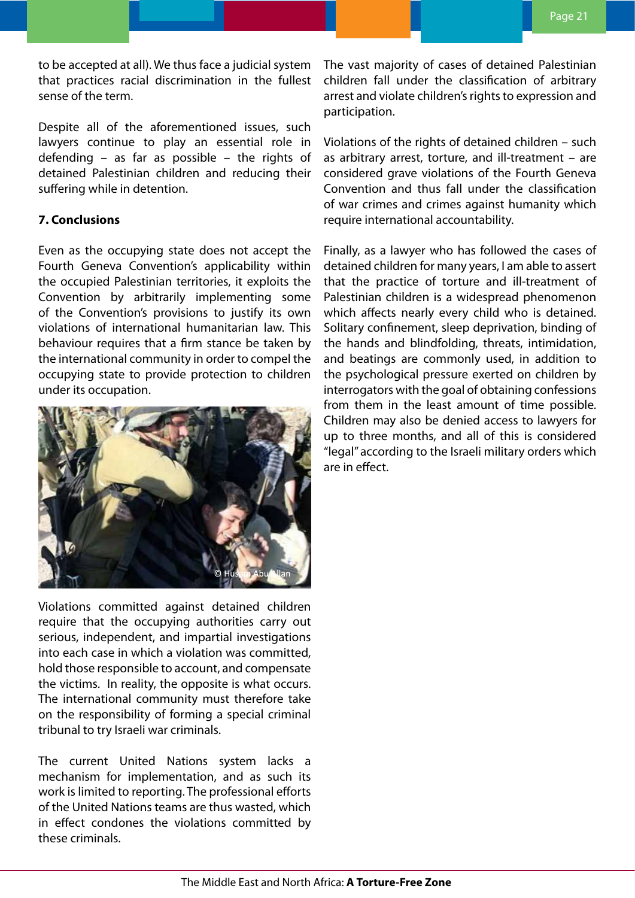to be accepted at all). We thus face a judicial system that practices racial discrimination in the fullest sense of the term.

Despite all of the aforementioned issues, such lawyers continue to play an essential role in defending – as far as possible – the rights of detained Palestinian children and reducing their suffering while in detention.

**7. Conclusions**

Even as the occupying state does not accept the Fourth Geneva Convention's applicability within the occupied Palestinian territories, it exploits the Convention by arbitrarily implementing some of the Convention's provisions to justify its own violations of international humanitarian law. This behaviour requires that a firm stance be taken by the international community in order to compel the occupying state to provide protection to children under its occupation.

© Husam Abu Allan

Violations committed against detained children require that the occupying authorities carry out serious, independent, and impartial investigations into each case in which a violation was committed, hold those responsible to account, and compensate the victims. In reality, the opposite is what occurs. The international community must therefore take on the responsibility of forming a special criminal tribunal to try Israeli war criminals.

The current United Nations system lacks a mechanism for implementation, and as such its work is limited to reporting. The professional efforts of the United Nations teams are thus wasted, which in effect condones the violations committed by these criminals.

The vast majority of cases of detained Palestinian children fall under the classification of arbitrary arrest and violate children's rights to expression and participation.

Violations of the rights of detained children – such as arbitrary arrest, torture, and ill-treatment – are considered grave violations of the Fourth Geneva Convention and thus fall under the classification of war crimes and crimes against humanity which require international accountability.

Finally, as a lawyer who has followed the cases of detained children for many years, I am able to assert that the practice of torture and ill-treatment of Palestinian children is a widespread phenomenon which affects nearly every child who is detained. Solitary confinement, sleep deprivation, binding of the hands and blindfolding, threats, intimidation, and beatings are commonly used, in addition to the psychological pressure exerted on children by interrogators with the goal of obtaining confessions from them in the least amount of time possible. Children may also be denied access to lawyers for up to three months, and all of this is considered "legal" according to the Israeli military orders which are in effect.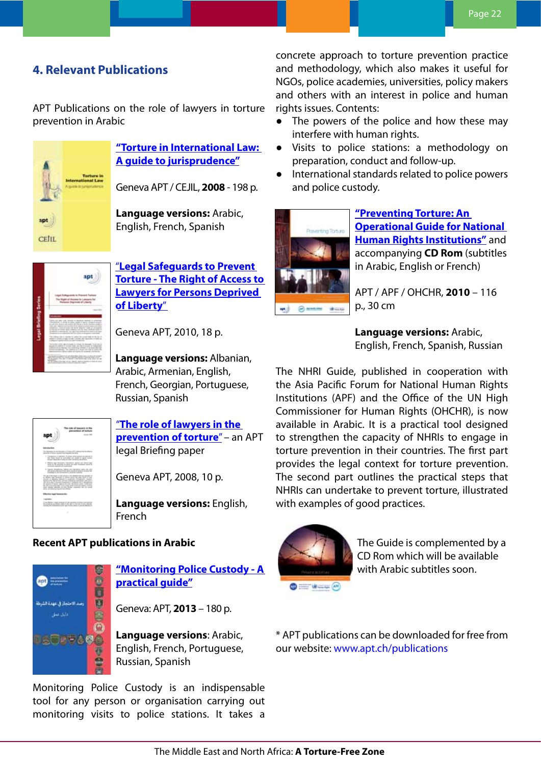## 4. Relevant Publications

APT Publications on the role of lawyers in torture prevention in Arabic

**"Torture in International Law: A guide to jurisprudence"**

Geneva APT / CEJIL, **2008** - 198 p.

**Language versions:** Arabic, English, French, Spanish

"**Legal Safeguards to Prevent Torture - The Right of Access to Lawyers for Persons Deprived of Liberty**"

Geneva APT, 2010, 18 p.

**Language versions:** Albanian, Arabic, Armenian, English, French, Georgian, Portuguese, Russian, Spanish

"**The role of lawyers in the prevention of torture**" – an APT legal Briefing paper

Geneva APT, 2008, 10 p.

**Language versions:** English, French

**Recent APT publications in Arabic**

**"Monitoring Police Custody - A practical guide"**

Geneva: APT, **2013** – 180 p.

**Language versions**: Arabic, English, French, Portuguese, Russian, Spanish

Monitoring Police Custody is an indispensable tool for any person or organisation carrying out monitoring visits to police stations. It takes a concrete approach to torture prevention practice and methodology, which also makes it useful for NGOs, police academies, universities, policy makers and others with an interest in police and human rights issues. Contents:

- The powers of the police and how these may interfere with human rights.
- Visits to police stations: a methodology on preparation, conduct and follow-up.
- International standards related to police powers and police custody.

**"Preventing Torture: An Operational Guide for National Human Rights Institutions"** and accompanying **CD Rom** (subtitles in Arabic, English or French)

APT / APF / OHCHR, **2010** – 116 p., 30 cm

**Language versions:** Arabic, English, French, Spanish, Russian

The NHRI Guide, published in cooperation with the Asia Pacific Forum for National Human Rights Institutions (APF) and the Office of the UN High Commissioner for Human Rights (OHCHR), is now available in Arabic. It is a practical tool designed to strengthen the capacity of NHRIs to engage in torture prevention in their countries. The first part provides the legal context for torture prevention. The second part outlines the practical steps that NHRIs can undertake to prevent torture, illustrated with examples of good practices.

The Guide is complemented by a CD Rom which will be available with Arabic subtitles soon.

* APT publications can be downloaded for free from our website: www.apt.ch/publications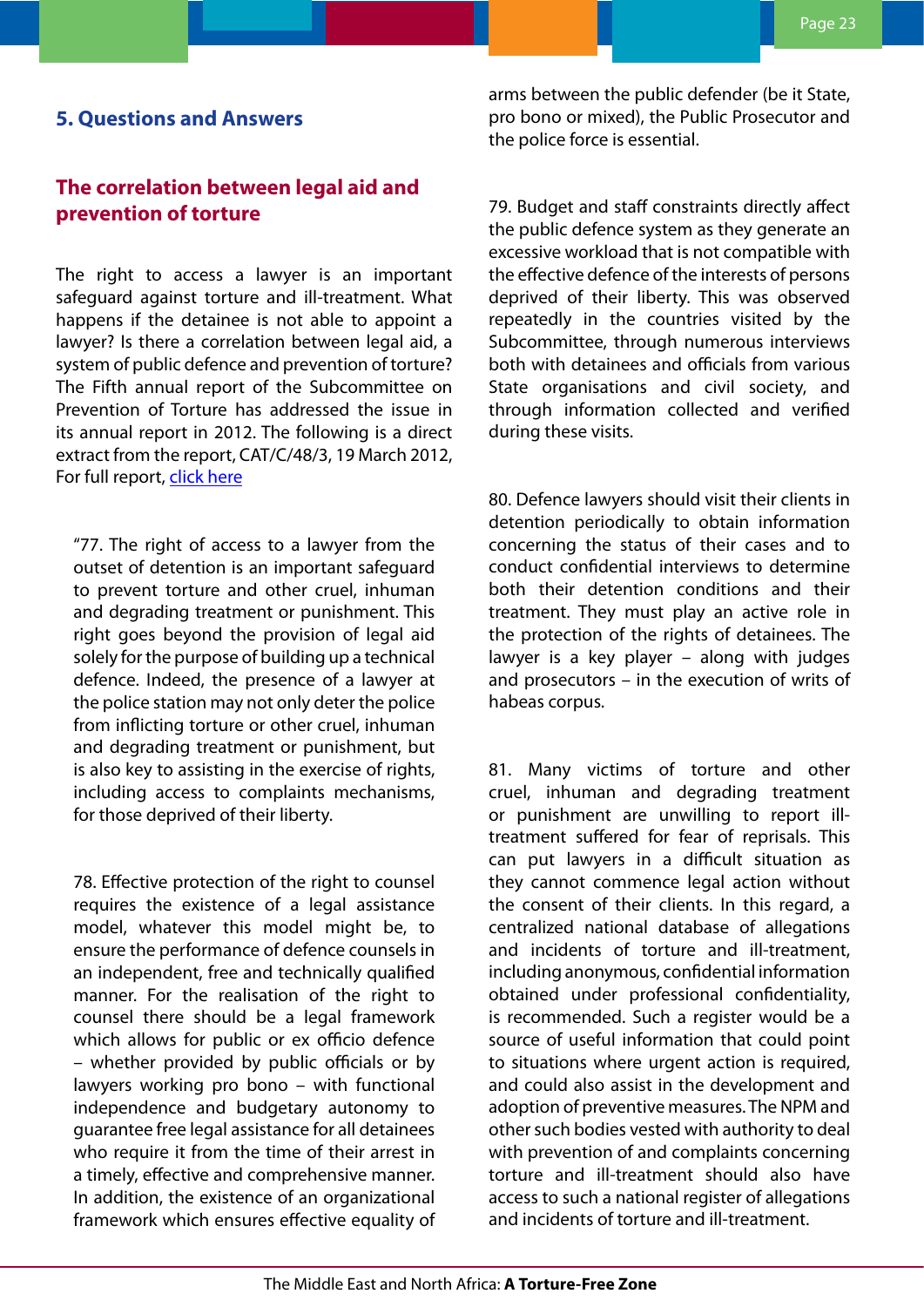## 5. Questions and Answers

### The correlation between legal aid and prevention of torture

The right to access a lawyer is an important safeguard against torture and ill-treatment. What happens if the detainee is not able to appoint a lawyer? Is there a correlation between legal aid, a system of public defence and prevention of torture? The Fifth annual report of the Subcommittee on Prevention of Torture has addressed the issue in its annual report in 2012. The following is a direct extract from the report, CAT/C/48/3, 19 March 2012, For full report, click here

> "77. The right of access to a lawyer from the outset of detention is an important safeguard to prevent torture and other cruel, inhuman and degrading treatment or punishment. This right goes beyond the provision of legal aid solely for the purpose of building up a technical defence. Indeed, the presence of a lawyer at the police station may not only deter the police from inflicting torture or other cruel, inhuman and degrading treatment or punishment, but is also key to assisting in the exercise of rights, including access to complaints mechanisms, for those deprived of their liberty.
>
> 78. Effective protection of the right to counsel requires the existence of a legal assistance model, whatever this model might be, to ensure the performance of defence counsels in an independent, free and technically qualified manner. For the realisation of the right to counsel there should be a legal framework which allows for public or ex officio defence – whether provided by public officials or by lawyers working pro bono – with functional independence and budgetary autonomy to guarantee free legal assistance for all detainees who require it from the time of their arrest in a timely, effective and comprehensive manner. In addition, the existence of an organizational framework which ensures effective equality of arms between the public defender (be it State, pro bono or mixed), the Public Prosecutor and the police force is essential.
>
> 79. Budget and staff constraints directly affect the public defence system as they generate an excessive workload that is not compatible with the effective defence of the interests of persons deprived of their liberty. This was observed repeatedly in the countries visited by the Subcommittee, through numerous interviews both with detainees and officials from various State organisations and civil society, and through information collected and verified during these visits.
>
> 80. Defence lawyers should visit their clients in detention periodically to obtain information concerning the status of their cases and to conduct confidential interviews to determine both their detention conditions and their treatment. They must play an active role in the protection of the rights of detainees. The lawyer is a key player – along with judges and prosecutors – in the execution of writs of habeas corpus.
>
> 81. Many victims of torture and other cruel, inhuman and degrading treatment or punishment are unwilling to report ill-treatment suffered for fear of reprisals. This can put lawyers in a difficult situation as they cannot commence legal action without the consent of their clients. In this regard, a centralized national database of allegations and incidents of torture and ill-treatment, including anonymous, confidential information obtained under professional confidentiality, is recommended. Such a register would be a source of useful information that could point to situations where urgent action is required, and could also assist in the development and adoption of preventive measures. The NPM and other such bodies vested with authority to deal with prevention of and complaints concerning torture and ill-treatment should also have access to such a national register of allegations and incidents of torture and ill-treatment.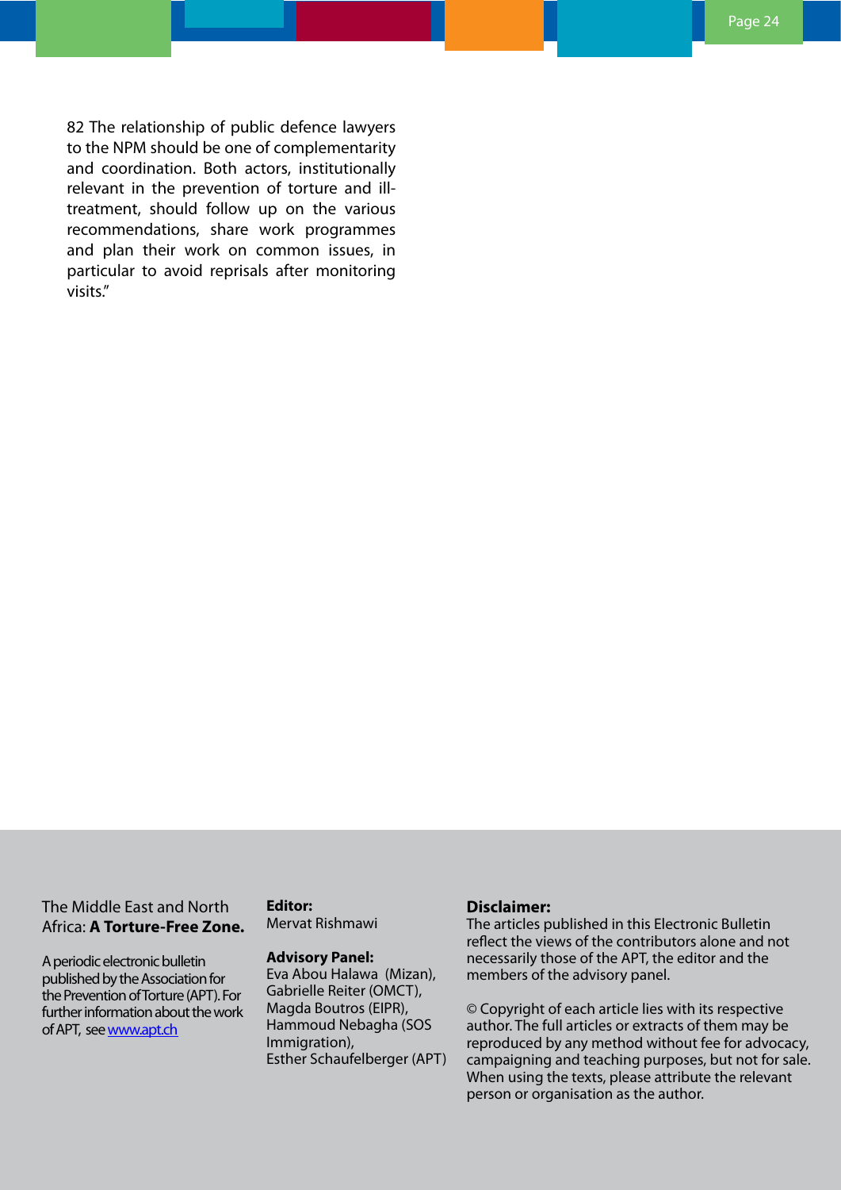82 The relationship of public defence lawyers to the NPM should be one of complementarity and coordination. Both actors, institutionally relevant in the prevention of torture and ill-treatment, should follow up on the various recommendations, share work programmes and plan their work on common issues, in particular to avoid reprisals after monitoring visits."

The Middle East and North Africa: **A Torture-Free Zone.**

A periodic electronic bulletin published by the Association for the Prevention of Torture (APT). For further information about the work of APT, see [www.apt.ch](http://www.apt.ch)

**Editor:**
Mervat Rishmawi

**Advisory Panel:**
Eva Abou Halawa (Mizan),
Gabrielle Reiter (OMCT),
Magda Boutros (EIPR),
Hammoud Nebagha (SOS Immigration),
Esther Schaufelberger (APT)

**Disclaimer:**
The articles published in this Electronic Bulletin reflect the views of the contributors alone and not necessarily those of the APT, the editor and the members of the advisory panel.

© Copyright of each article lies with its respective author. The full articles or extracts of them may be reproduced by any method without fee for advocacy, campaigning and teaching purposes, but not for sale. When using the texts, please attribute the relevant person or organisation as the author.